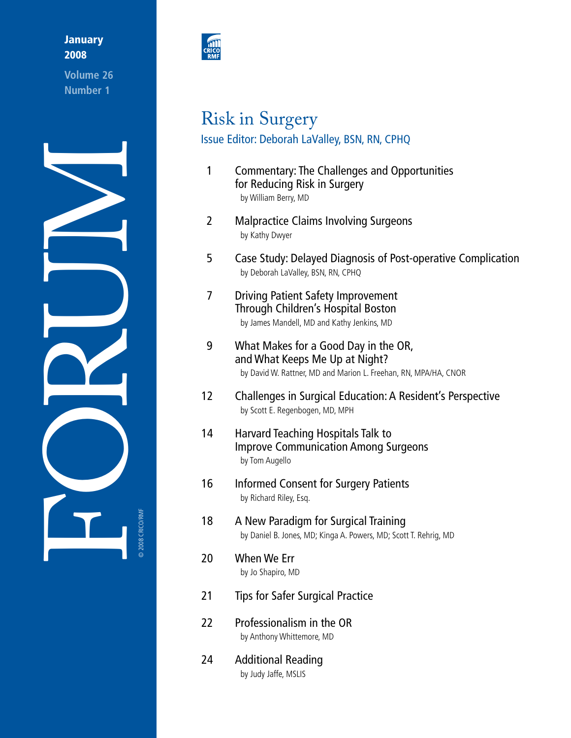**January 2008**

Volume 26
Number 1

# FORUM

© 2008 CRICO/RMF

CRICO RMF

# Risk in Surgery

Issue Editor: Deborah LaValley, BSN, RN, CPHQ

| | |
|---|---|
| 1 | Commentary: The Challenges and Opportunities for Reducing Risk in Surgery<br>by William Berry, MD |
| 2 | Malpractice Claims Involving Surgeons<br>by Kathy Dwyer |
| 5 | Case Study: Delayed Diagnosis of Post-operative Complication<br>by Deborah LaValley, BSN, RN, CPHQ |
| 7 | Driving Patient Safety Improvement Through Children's Hospital Boston<br>by James Mandell, MD and Kathy Jenkins, MD |
| 9 | What Makes for a Good Day in the OR, and What Keeps Me Up at Night?<br>by David W. Rattner, MD and Marion L. Freehan, RN, MPA/HA, CNOR |
| 12 | Challenges in Surgical Education: A Resident's Perspective<br>by Scott E. Regenbogen, MD, MPH |
| 14 | Harvard Teaching Hospitals Talk to Improve Communication Among Surgeons<br>by Tom Augello |
| 16 | Informed Consent for Surgery Patients<br>by Richard Riley, Esq. |
| 18 | A New Paradigm for Surgical Training<br>by Daniel B. Jones, MD; Kinga A. Powers, MD; Scott T. Rehrig, MD |
| 20 | When We Err<br>by Jo Shapiro, MD |
| 21 | Tips for Safer Surgical Practice |
| 22 | Professionalism in the OR<br>by Anthony Whittemore, MD |
| 24 | Additional Reading<br>by Judy Jaffe, MSLIS |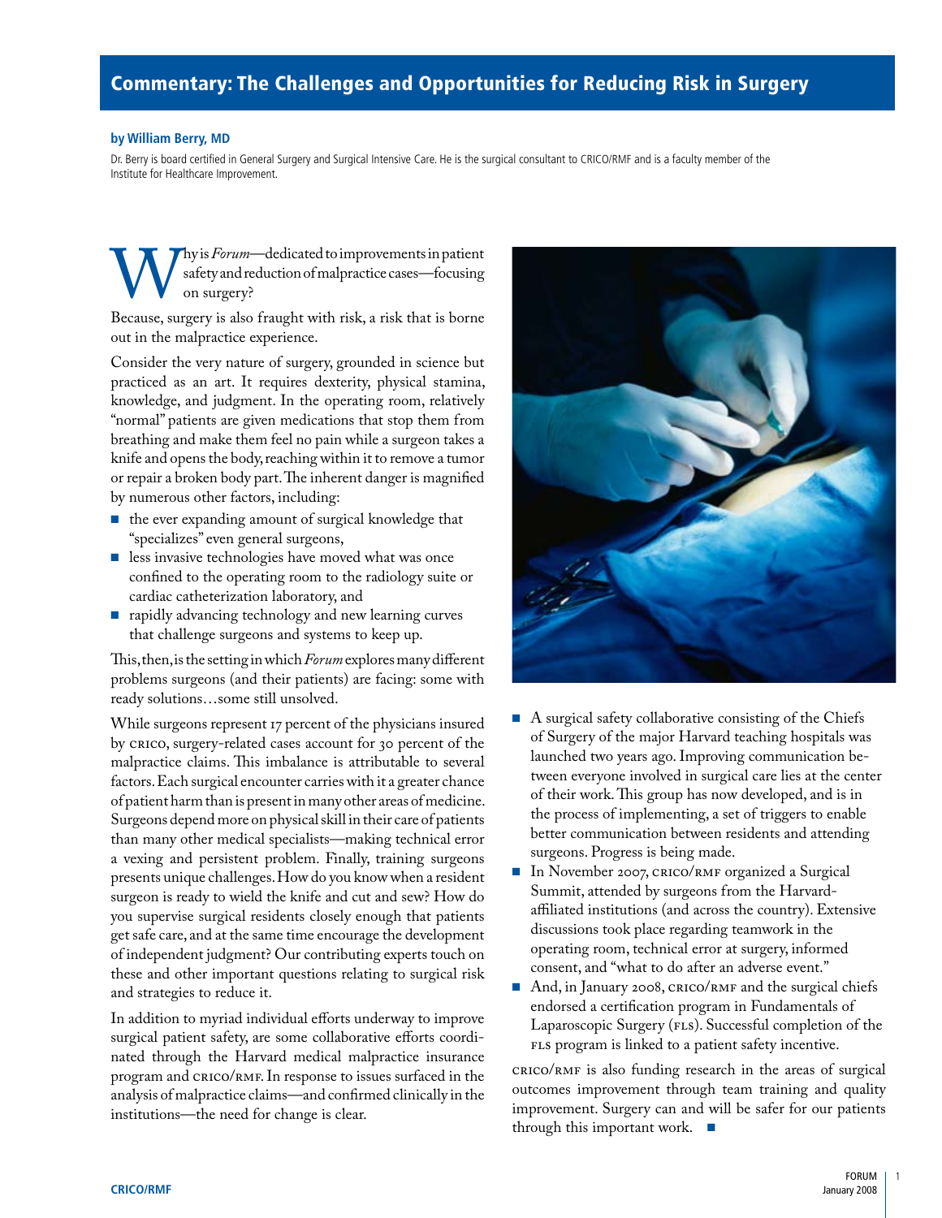# Commentary: The Challenges and Opportunities for Reducing Risk in Surgery

**by William Berry, MD**

Dr. Berry is board certified in General Surgery and Surgical Intensive Care. He is the surgical consultant to CRICO/RMF and is a faculty member of the Institute for Healthcare Improvement.

Why is *Forum*—dedicated to improvements in patient safety and reduction of malpractice cases—focusing on surgery?

Because, surgery is also fraught with risk, a risk that is borne out in the malpractice experience.

Consider the very nature of surgery, grounded in science but practiced as an art. It requires dexterity, physical stamina, knowledge, and judgment. In the operating room, relatively "normal" patients are given medications that stop them from breathing and make them feel no pain while a surgeon takes a knife and opens the body, reaching within it to remove a tumor or repair a broken body part. The inherent danger is magnified by numerous other factors, including:

- the ever expanding amount of surgical knowledge that "specializes" even general surgeons,
- less invasive technologies have moved what was once confined to the operating room to the radiology suite or cardiac catheterization laboratory, and
- rapidly advancing technology and new learning curves that challenge surgeons and systems to keep up.

This, then, is the setting in which *Forum* explores many different problems surgeons (and their patients) are facing: some with ready solutions…some still unsolved.

While surgeons represent 17 percent of the physicians insured by CRICO, surgery-related cases account for 30 percent of the malpractice claims. This imbalance is attributable to several factors. Each surgical encounter carries with it a greater chance of patient harm than is present in many other areas of medicine. Surgeons depend more on physical skill in their care of patients than many other medical specialists—making technical error a vexing and persistent problem. Finally, training surgeons presents unique challenges. How do you know when a resident surgeon is ready to wield the knife and cut and sew? How do you supervise surgical residents closely enough that patients get safe care, and at the same time encourage the development of independent judgment? Our contributing experts touch on these and other important questions relating to surgical risk and strategies to reduce it.

In addition to myriad individual efforts underway to improve surgical patient safety, are some collaborative efforts coordinated through the Harvard medical malpractice insurance program and CRICO/RMF. In response to issues surfaced in the analysis of malpractice claims—and confirmed clinically in the institutions—the need for change is clear.

- A surgical safety collaborative consisting of the Chiefs of Surgery of the major Harvard teaching hospitals was launched two years ago. Improving communication between everyone involved in surgical care lies at the center of their work. This group has now developed, and is in the process of implementing, a set of triggers to enable better communication between residents and attending surgeons. Progress is being made.
- In November 2007, CRICO/RMF organized a Surgical Summit, attended by surgeons from the Harvard-affiliated institutions (and across the country). Extensive discussions took place regarding teamwork in the operating room, technical error at surgery, informed consent, and "what to do after an adverse event."
- And, in January 2008, CRICO/RMF and the surgical chiefs endorsed a certification program in Fundamentals of Laparoscopic Surgery (FLS). Successful completion of the FLS program is linked to a patient safety incentive.

CRICO/RMF is also funding research in the areas of surgical outcomes improvement through team training and quality improvement. Surgery can and will be safer for our patients through this important work. ■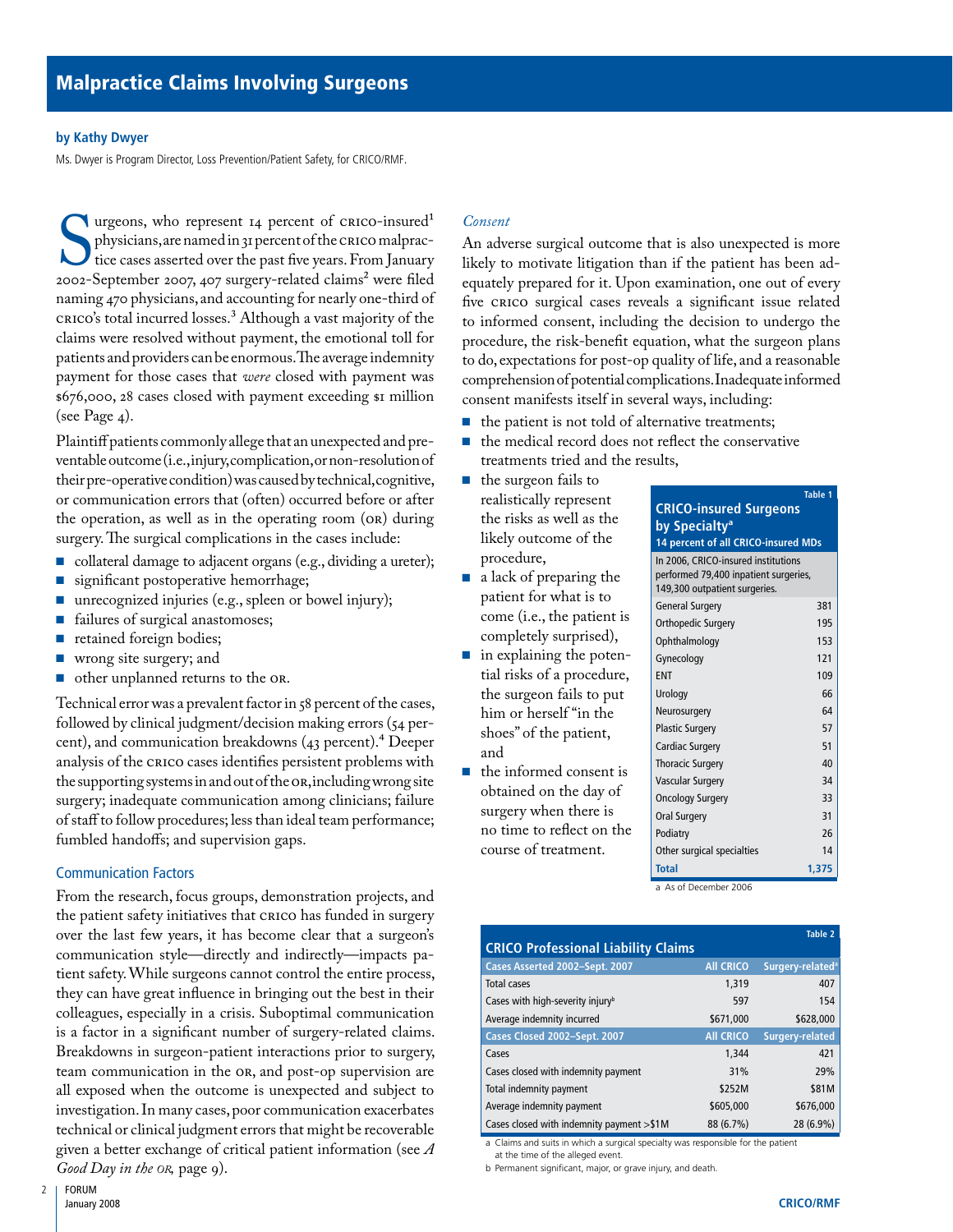# Malpractice Claims Involving Surgeons

**by Kathy Dwyer**

Ms. Dwyer is Program Director, Loss Prevention/Patient Safety, for CRICO/RMF.

Surgeons, who represent 14 percent of CRICO-insured[1] physicians, are named in 31 percent of the CRICO malpractice cases asserted over the past five years. From January 2002–September 2007, 407 surgery-related claims[2] were filed naming 470 physicians, and accounting for nearly one-third of CRICO's total incurred losses.[3] Although a vast majority of the claims were resolved without payment, the emotional toll for patients and providers can be enormous. The average indemnity payment for those cases that *were* closed with payment was $676,000, 28 cases closed with payment exceeding $1 million (see Page 4).

Plaintiff patients commonly allege that an unexpected and preventable outcome (i.e., injury, complication, or non-resolution of their pre-operative condition) was caused by technical, cognitive, or communication errors that (often) occurred before or after the operation, as well as in the operating room (OR) during surgery. The surgical complications in the cases include:

- collateral damage to adjacent organs (e.g., dividing a ureter);
- significant postoperative hemorrhage;
- unrecognized injuries (e.g., spleen or bowel injury);
- failures of surgical anastomoses;
- retained foreign bodies;
- wrong site surgery; and
- other unplanned returns to the OR.

Technical error was a prevalent factor in 58 percent of the cases, followed by clinical judgment/decision making errors (54 percent), and communication breakdowns (43 percent).[4] Deeper analysis of the CRICO cases identifies persistent problems with the supporting systems in and out of the OR, including wrong site surgery; inadequate communication among clinicians; failure of staff to follow procedures; less than ideal team performance; fumbled handoffs; and supervision gaps.

## Communication Factors

From the research, focus groups, demonstration projects, and the patient safety initiatives that CRICO has funded in surgery over the last few years, it has become clear that a surgeon's communication style—directly and indirectly—impacts patient safety. While surgeons cannot control the entire process, they can have great influence in bringing out the best in their colleagues, especially in a crisis. Suboptimal communication is a factor in a significant number of surgery-related claims. Breakdowns in surgeon-patient interactions prior to surgery, team communication in the OR, and post-op supervision are all exposed when the outcome is unexpected and subject to investigation. In many cases, poor communication exacerbates technical or clinical judgment errors that might be recoverable given a better exchange of critical patient information (see *A Good Day in the OR,* page 9).

### *Consent*

An adverse surgical outcome that is also unexpected is more likely to motivate litigation than if the patient has been adequately prepared for it. Upon examination, one out of every five CRICO surgical cases reveals a significant issue related to informed consent, including the decision to undergo the procedure, the risk-benefit equation, what the surgeon plans to do, expectations for post-op quality of life, and a reasonable comprehension of potential complications. Inadequate informed consent manifests itself in several ways, including:

- the patient is not told of alternative treatments;
- the medical record does not reflect the conservative treatments tried and the results,
- the surgeon fails to realistically represent the risks as well as the likely outcome of the procedure,
- a lack of preparing the patient for what is to come (i.e., the patient is completely surprised),
- in explaining the potential risks of a procedure, the surgeon fails to put him or herself "in the shoes" of the patient, and
- the informed consent is obtained on the day of surgery when there is no time to reflect on the course of treatment.

**Table 1**
**CRICO-insured Surgeons by Specialty[a]**
**14 percent of all CRICO-insured MDs**

In 2006, CRICO-insured institutions performed 79,400 inpatient surgeries, 149,300 outpatient surgeries.

| Specialty | Number |
|---|---|
| General Surgery | 381 |
| Orthopedic Surgery | 195 |
| Ophthalmology | 153 |
| Gynecology | 121 |
| ENT | 109 |
| Urology | 66 |
| Neurosurgery | 64 |
| Plastic Surgery | 57 |
| Cardiac Surgery | 51 |
| Thoracic Surgery | 40 |
| Vascular Surgery | 34 |
| Oncology Surgery | 33 |
| Oral Surgery | 31 |
| Podiatry | 26 |
| Other surgical specialties | 14 |
| **Total** | **1,375** |

a As of December 2006

**Table 2**
**CRICO Professional Liability Claims**

| Cases Asserted 2002–Sept. 2007 | All CRICO | Surgery-related[a] |
|---|---|---|
| Total cases | 1,319 | 407 |
| Cases with high-severity injury[b] | 597 | 154 |
| Average indemnity incurred | $671,000 | $628,000 |
| **Cases Closed 2002–Sept. 2007** | **All CRICO** | **Surgery-related** |
| Cases | 1,344 | 421 |
| Cases closed with indemnity payment | 31% | 29% |
| Total indemnity payment | $252M | $81M |
| Average indemnity payment | $605,000 | $676,000 |
| Cases closed with indemnity payment >$1M | 88 (6.7%) | 28 (6.9%) |

a Claims and suits in which a surgical specialty was responsible for the patient at the time of the alleged event.

b Permanent significant, major, or grave injury, and death.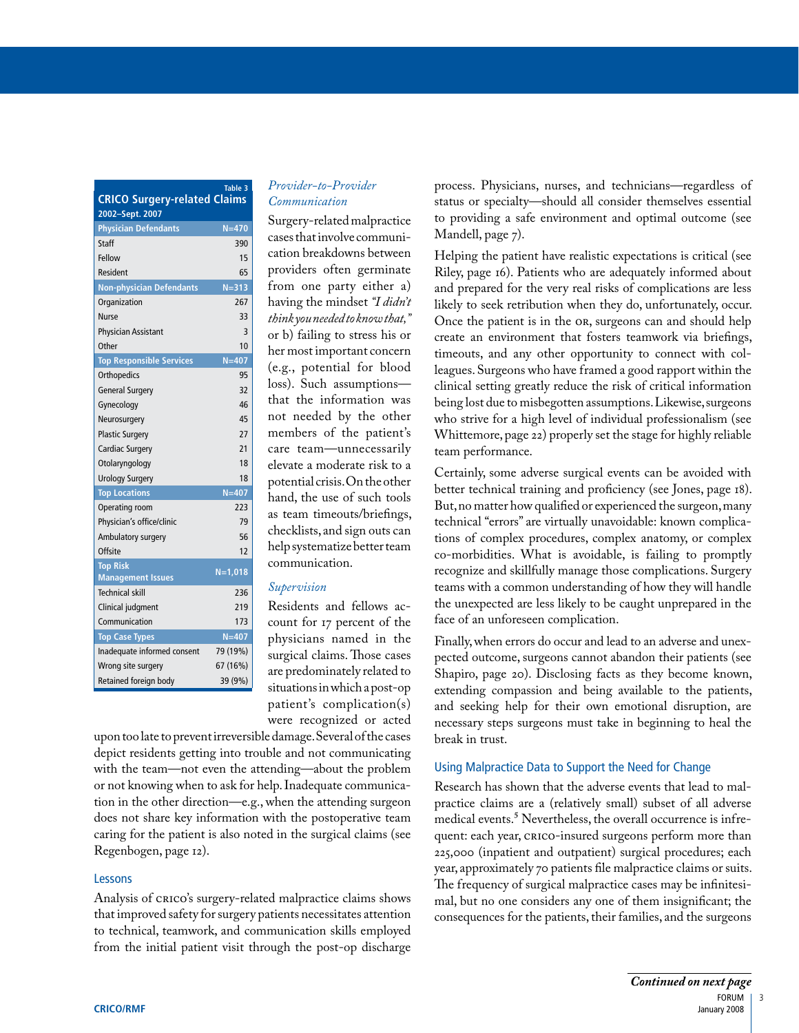**Table 3**
**CRICO Surgery-related Claims**
**2002–Sept. 2007**

| Physician Defendants | N=470 |
|---|---|
| Staff | 390 |
| Fellow | 15 |
| Resident | 65 |
| **Non-physician Defendants** | **N=313** |
| Organization | 267 |
| Nurse | 33 |
| Physician Assistant | 3 |
| Other | 10 |
| **Top Responsible Services** | **N=407** |
| Orthopedics | 95 |
| General Surgery | 32 |
| Gynecology | 46 |
| Neurosurgery | 45 |
| Plastic Surgery | 27 |
| Cardiac Surgery | 21 |
| Otolaryngology | 18 |
| Urology Surgery | 18 |
| **Top Locations** | **N=407** |
| Operating room | 223 |
| Physician's office/clinic | 79 |
| Ambulatory surgery | 56 |
| Offsite | 12 |
| **Top Risk Management Issues** | **N=1,018** |
| Technical skill | 236 |
| Clinical judgment | 219 |
| Communication | 173 |
| **Top Case Types** | **N=407** |
| Inadequate informed consent | 79 (19%) |
| Wrong site surgery | 67 (16%) |
| Retained foreign body | 39 (9%) |

### *Provider-to-Provider Communication*

Surgery-related malpractice cases that involve communication breakdowns between providers often germinate from one party either a) having the mindset *"I didn't think you needed to know that,"* or b) failing to stress his or her most important concern (e.g., potential for blood loss). Such assumptions—that the information was not needed by the other members of the patient's care team—unnecessarily elevate a moderate risk to a potential crisis. On the other hand, the use of such tools as team timeouts/briefings, checklists, and sign outs can help systematize better team communication.

### *Supervision*

Residents and fellows account for 17 percent of the physicians named in the surgical claims. Those cases are predominately related to situations in which a post-op patient's complication(s) were recognized or acted upon too late to prevent irreversible damage. Several of the cases depict residents getting into trouble and not communicating with the team—not even the attending—about the problem or not knowing when to ask for help. Inadequate communication in the other direction—e.g., when the attending surgeon does not share key information with the postoperative team caring for the patient is also noted in the surgical claims (see Regenbogen, page 12).

## Lessons

Analysis of CRICO's surgery-related malpractice claims shows that improved safety for surgery patients necessitates attention to technical, teamwork, and communication skills employed from the initial patient visit through the post-op discharge process. Physicians, nurses, and technicians—regardless of status or specialty—should all consider themselves essential to providing a safe environment and optimal outcome (see Mandell, page 7).

Helping the patient have realistic expectations is critical (see Riley, page 16). Patients who are adequately informed about and prepared for the very real risks of complications are less likely to seek retribution when they do, unfortunately, occur. Once the patient is in the OR, surgeons can and should help create an environment that fosters teamwork via briefings, timeouts, and any other opportunity to connect with colleagues. Surgeons who have framed a good rapport within the clinical setting greatly reduce the risk of critical information being lost due to misbegotten assumptions. Likewise, surgeons who strive for a high level of individual professionalism (see Whittemore, page 22) properly set the stage for highly reliable team performance.

Certainly, some adverse surgical events can be avoided with better technical training and proficiency (see Jones, page 18). But, no matter how qualified or experienced the surgeon, many technical "errors" are virtually unavoidable: known complications of complex procedures, complex anatomy, or complex co-morbidities. What is avoidable, is failing to promptly recognize and skillfully manage those complications. Surgery teams with a common understanding of how they will handle the unexpected are less likely to be caught unprepared in the face of an unforeseen complication.

Finally, when errors do occur and lead to an adverse and unexpected outcome, surgeons cannot abandon their patients (see Shapiro, page 20). Disclosing facts as they become known, extending compassion and being available to the patients, and seeking help for their own emotional disruption, are necessary steps surgeons must take in beginning to heal the break in trust.

## Using Malpractice Data to Support the Need for Change

Research has shown that the adverse events that lead to malpractice claims are a (relatively small) subset of all adverse medical events.[5] Nevertheless, the overall occurrence is infrequent: each year, CRICO-insured surgeons perform more than 225,000 (inpatient and outpatient) surgical procedures; each year, approximately 70 patients file malpractice claims or suits. The frequency of surgical malpractice cases may be infinitesimal, but no one considers any one of them insignificant; the consequences for the patients, their families, and the surgeons

***Continued on next page***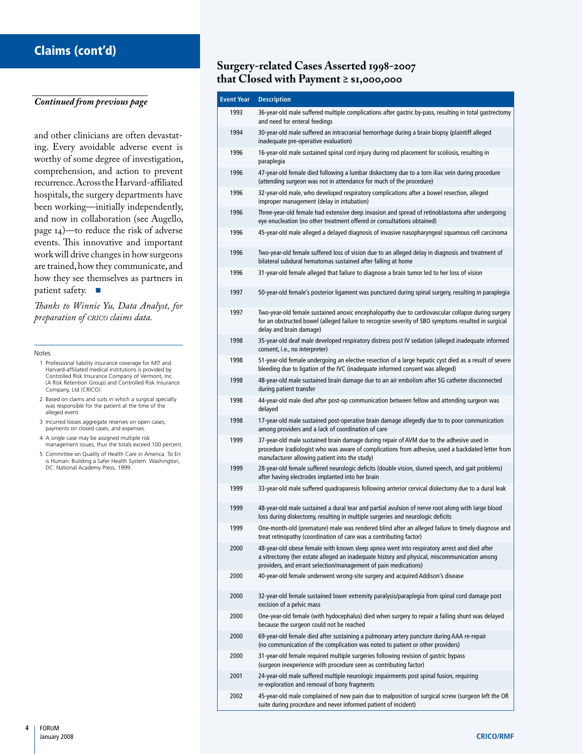## Claims (cont'd)

*Continued from previous page*

and other clinicians are often devastating. Every avoidable adverse event is worthy of some degree of investigation, comprehension, and action to prevent recurrence. Across the Harvard-affiliated hospitals, the surgery departments have been working—initially independently, and now in collaboration (see Augello, page 14)—to reduce the risk of adverse events. This innovative and important work will drive changes in how surgeons are trained, how they communicate, and how they see themselves as partners in patient safety. ■

*Thanks to Winnie Yu, Data Analyst, for preparation of CRICO claims data.*

Notes

1. Professional liability insurance coverage for MIT and Harvard-affiliated medical institutions is provided by Controlled Risk Insurance Company of Vermont, Inc. (A Risk Retention Group) and Controlled Risk Insurance Company, Ltd (CRICO).
2. Based on claims and suits in which a surgical specialty was responsible for the patient at the time of the alleged event.
3. Incurred losses aggregate reserves on open cases, payments on closed cases, and expenses.
4. A single case may be assigned multiple risk management issues, thus the totals exceed 100 percent.
5. Committee on Quality of Health Care in America. To Err is Human: Building a Safer Health System. Washington, DC: National Academy Press, 1999.

## Surgery-related Cases Asserted 1998-2007 that Closed with Payment ≥ $1,000,000

| Event Year | Description |
|---|---|
| 1993 | 36-year-old male suffered multiple complications after gastric by-pass, resulting in total gastrectomy and need for enteral feedings |
| 1994 | 30-year-old male suffered an intracranial hemorrhage during a brain biopsy (plaintiff alleged inadequate pre-operative evaluation) |
| 1996 | 16-year-old male sustained spinal cord injury during rod placement for scoliosis, resulting in paraplegia |
| 1996 | 47-year-old female died following a lumbar diskectomy due to a torn iliac vein during procedure (attending surgeon was not in attendance for much of the procedure) |
| 1996 | 32-year-old male, who developed respiratory complications after a bowel resection, alleged improper management (delay in intubation) |
| 1996 | Three-year-old female had extensive deep invasion and spread of retinoblastoma after undergoing eye enucleation (no other treatment offered or consultations obtained) |
| 1996 | 45-year-old male alleged a delayed diagnosis of invasive nasopharyngeal squamous cell carcinoma |
| 1996 | Two-year-old female suffered loss of vision due to an alleged delay in diagnosis and treatment of bilateral subdural hematomas sustained after falling at home |
| 1996 | 31-year-old female alleged that failure to diagnose a brain tumor led to her loss of vision |
| 1997 | 50-year-old female's posterior ligament was punctured during spinal surgery, resulting in paraplegia |
| 1997 | Two-year-old female sustained anoxic encephalopathy due to cardiovascular collapse during surgery for an obstructed bowel (alleged failure to recognize severity of SBO symptoms resulted in surgical delay and brain damage) |
| 1998 | 35-year-old deaf male developed respiratory distress post IV sedation (alleged inadequate informed consent, i.e., no interpreter) |
| 1998 | 51-year-old female undergoing an elective resection of a large hepatic cyst died as a result of severe bleeding due to ligation of the IVC (inadequate informed consent was alleged) |
| 1998 | 48-year-old male sustained brain damage due to an air embolism after SG catheter disconnected during patient transfer |
| 1998 | 44-year-old male died after post-op communication between fellow and attending surgeon was delayed |
| 1998 | 17-year-old male sustained post-operative brain damage allegedly due to to poor communication among providers and a lack of coordination of care |
| 1999 | 37-year-old male sustained brain damage during repair of AVM due to the adhesive used in procedure (radiologist who was aware of complications from adhesive, used a backdated letter from manufacturer allowing patient into the study) |
| 1999 | 28-year-old female suffered neurologic deficits (double vision, slurred speech, and gait problems) after having electrodes implanted into her brain |
| 1999 | 33-year-old male suffered quadraparesis following anterior cervical diskectomy due to a dural leak |
| 1999 | 48-year-old male sustained a dural tear and partial avulsion of nerve root along with large blood loss during diskectomy, resulting in multiple surgeries and neurologic deficits |
| 1999 | One-month-old (premature) male was rendered blind after an alleged failure to timely diagnose and treat retinopathy (coordination of care was a contributing factor) |
| 2000 | 48-year-old obese female with known sleep apnea went into respiratory arrest and died after a vitrectomy (her estate alleged an inadequate history and physical, miscommunication among providers, and errant selection/management of pain medications) |
| 2000 | 40-year-old female underwent wrong-site surgery and acquired Addison's disease |
| 2000 | 32-year-old female sustained lower extremity paralysis/paraplegia from spinal cord damage post excision of a pelvic mass |
| 2000 | One-year-old female (with hydocephalus) died when surgery to repair a failing shunt was delayed because the surgeon could not be reached |
| 2000 | 69-year-old female died after sustaining a pulmonary artery puncture during AAA re-repair (no communication of the complication was noted to patient or other providers) |
| 2000 | 31-year-old female required multiple surgeries following revision of gastric bypass (surgeon inexperience with procedure seen as contributing factor) |
| 2001 | 24-year-old male suffered multiple neurologic impairments post spinal fusion, requiring re-exploration and removal of bony fragments |
| 2002 | 45-year-old male complained of new pain due to malposition of surgical screw (surgeon left the OR suite during procedure and never informed patient of incident) |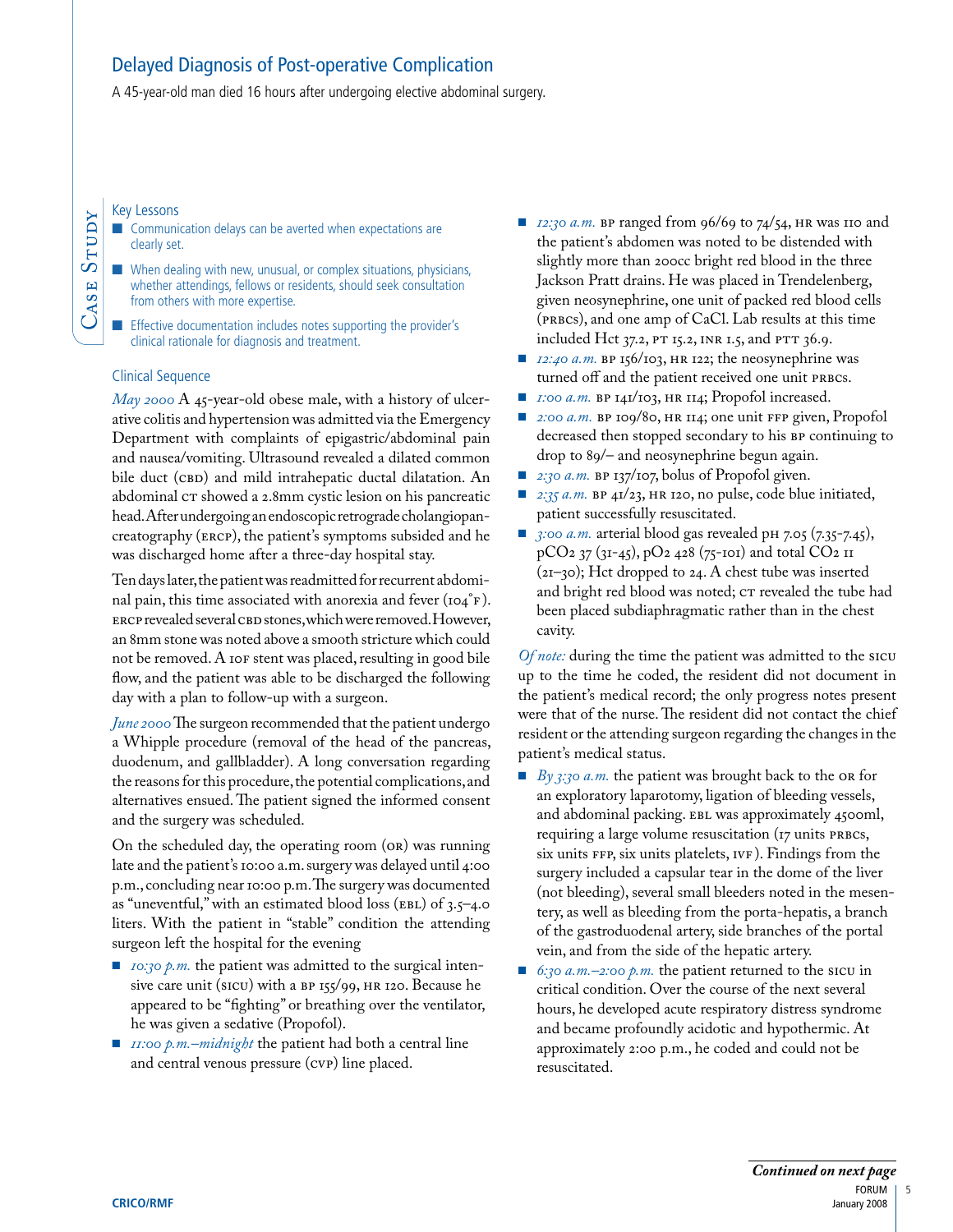## Delayed Diagnosis of Post-operative Complication

A 45-year-old man died 16 hours after undergoing elective abdominal surgery.

CASE STUDY

### Key Lessons

- Communication delays can be averted when expectations are clearly set.
- When dealing with new, unusual, or complex situations, physicians, whether attendings, fellows or residents, should seek consultation from others with more expertise.
- Effective documentation includes notes supporting the provider's clinical rationale for diagnosis and treatment.

### Clinical Sequence

*May 2000* A 45-year-old obese male, with a history of ulcerative colitis and hypertension was admitted via the Emergency Department with complaints of epigastric/abdominal pain and nausea/vomiting. Ultrasound revealed a dilated common bile duct (CBD) and mild intrahepatic ductal dilatation. An abdominal CT showed a 2.8mm cystic lesion on his pancreatic head. After undergoing an endoscopic retrograde cholangiopancreatography (ERCP), the patient's symptoms subsided and he was discharged home after a three-day hospital stay.

Ten days later, the patient was readmitted for recurrent abdominal pain, this time associated with anorexia and fever (104°F). ERCP revealed several CBD stones, which were removed. However, an 8mm stone was noted above a smooth stricture which could not be removed. A 10F stent was placed, resulting in good bile flow, and the patient was able to be discharged the following day with a plan to follow-up with a surgeon.

*June 2000* The surgeon recommended that the patient undergo a Whipple procedure (removal of the head of the pancreas, duodenum, and gallbladder). A long conversation regarding the reasons for this procedure, the potential complications, and alternatives ensued. The patient signed the informed consent and the surgery was scheduled.

On the scheduled day, the operating room (OR) was running late and the patient's 10:00 a.m. surgery was delayed until 4:00 p.m., concluding near 10:00 p.m. The surgery was documented as "uneventful," with an estimated blood loss (EBL) of 3.5–4.0 liters. With the patient in "stable" condition the attending surgeon left the hospital for the evening

- *10:30 p.m.* the patient was admitted to the surgical intensive care unit (SICU) with a BP 155/99, HR 120. Because he appeared to be "fighting" or breathing over the ventilator, he was given a sedative (Propofol).
- *11:00 p.m.–midnight* the patient had both a central line and central venous pressure (CVP) line placed.
- *12:30 a.m.* BP ranged from 96/69 to 74/54, HR was 110 and the patient's abdomen was noted to be distended with slightly more than 200cc bright red blood in the three Jackson Pratt drains. He was placed in Trendelenberg, given neosynephrine, one unit of packed red blood cells (PRBCs), and one amp of CaCl. Lab results at this time included Hct 37.2, PT 15.2, INR 1.5, and PTT 36.9.
- *12:40 a.m.* BP 156/103, HR 122; the neosynephrine was turned off and the patient received one unit PRBCs.
- *1:00 a.m.* BP 141/103, HR 114; Propofol increased.
- *2:00 a.m.* BP 109/80, HR 114; one unit FFP given, Propofol decreased then stopped secondary to his BP continuing to drop to 89/– and neosynephrine begun again.
- *2:30 a.m.* BP 137/107, bolus of Propofol given.
- *2:35 a.m.* BP 41/23, HR 120, no pulse, code blue initiated, patient successfully resuscitated.
- *3:00 a.m.* arterial blood gas revealed pH 7.05 (7.35-7.45), $pCO_2$ 37 (31-45), $pO_2$ 428 (75-101) and total $CO_2$ 11 (21–30); Hct dropped to 24. A chest tube was inserted and bright red blood was noted; CT revealed the tube had been placed subdiaphragmatic rather than in the chest cavity.

*Of note:* during the time the patient was admitted to the SICU up to the time he coded, the resident did not document in the patient's medical record; the only progress notes present were that of the nurse. The resident did not contact the chief resident or the attending surgeon regarding the changes in the patient's medical status.

- *By 3:30 a.m.* the patient was brought back to the OR for an exploratory laparotomy, ligation of bleeding vessels, and abdominal packing. EBL was approximately 4500ml, requiring a large volume resuscitation (17 units PRBCs, six units FFP, six units platelets, IVF). Findings from the surgery included a capsular tear in the dome of the liver (not bleeding), several small bleeders noted in the mesentery, as well as bleeding from the porta-hepatis, a branch of the gastroduodenal artery, side branches of the portal vein, and from the side of the hepatic artery.
- *6:30 a.m.–2:00 p.m.* the patient returned to the SICU in critical condition. Over the course of the next several hours, he developed acute respiratory distress syndrome and became profoundly acidotic and hypothermic. At approximately 2:00 p.m., he coded and could not be resuscitated.

***Continued on next page***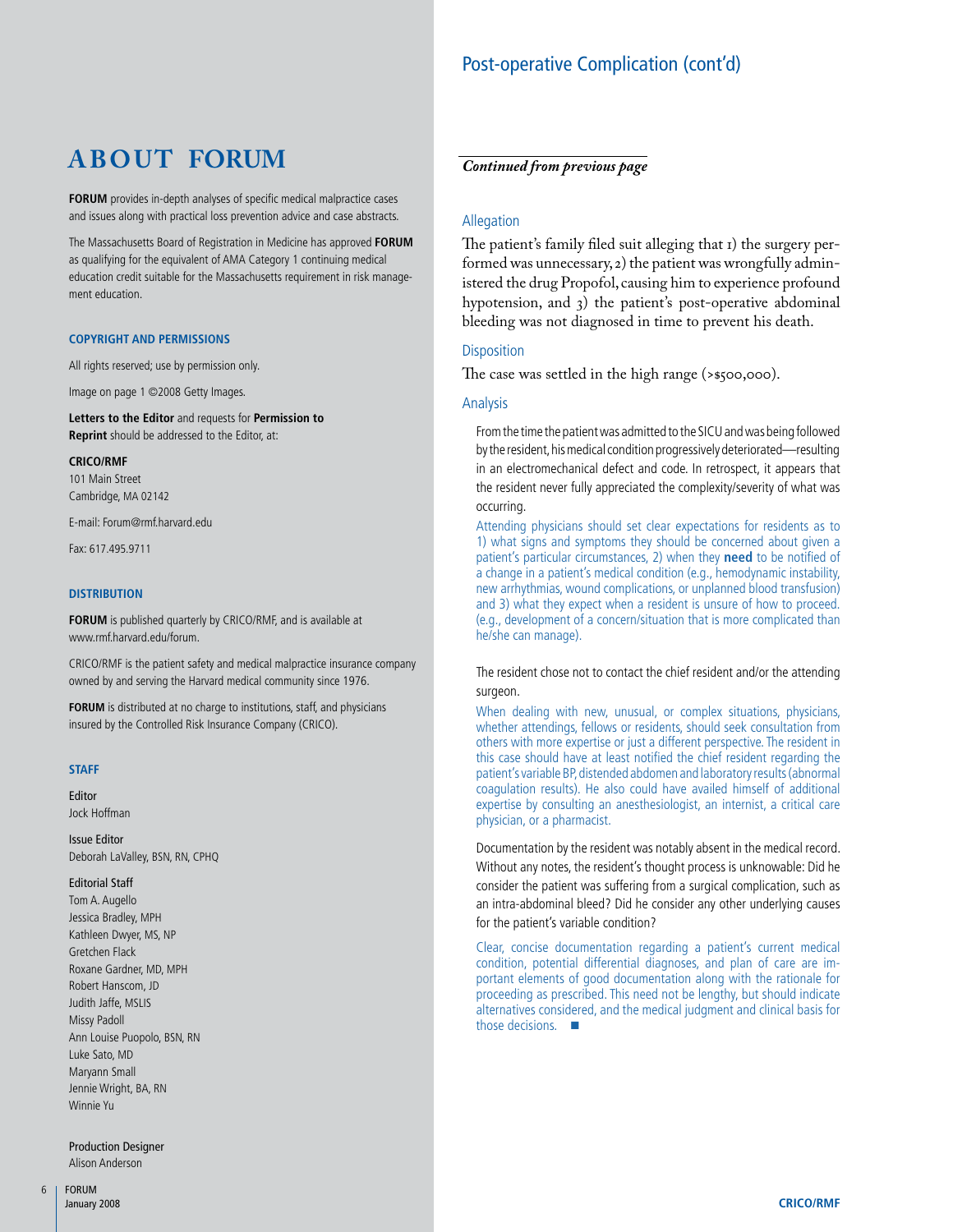# ABOUT FORUM

**FORUM** provides in-depth analyses of specific medical malpractice cases and issues along with practical loss prevention advice and case abstracts.

The Massachusetts Board of Registration in Medicine has approved **FORUM** as qualifying for the equivalent of AMA Category 1 continuing medical education credit suitable for the Massachusetts requirement in risk management education.

### COPYRIGHT AND PERMISSIONS

All rights reserved; use by permission only.

Image on page 1 ©2008 Getty Images.

**Letters to the Editor** and requests for **Permission to Reprint** should be addressed to the Editor, at:

**CRICO/RMF**
101 Main Street
Cambridge, MA 02142

E-mail: Forum@rmf.harvard.edu

Fax: 617.495.9711

### DISTRIBUTION

**FORUM** is published quarterly by CRICO/RMF, and is available at www.rmf.harvard.edu/forum.

CRICO/RMF is the patient safety and medical malpractice insurance company owned by and serving the Harvard medical community since 1976.

**FORUM** is distributed at no charge to institutions, staff, and physicians insured by the Controlled Risk Insurance Company (CRICO).

### STAFF

Editor
Jock Hoffman

Issue Editor
Deborah LaValley, BSN, RN, CPHQ

Editorial Staff
Tom A. Augello
Jessica Bradley, MPH
Kathleen Dwyer, MS, NP
Gretchen Flack
Roxane Gardner, MD, MPH
Robert Hanscom, JD
Judith Jaffe, MSLIS
Missy Padoll
Ann Louise Puopolo, BSN, RN
Luke Sato, MD
Maryann Small
Jennie Wright, BA, RN
Winnie Yu

Production Designer
Alison Anderson

# Post-operative Complication (cont'd)

*Continued from previous page*

## Allegation

The patient's family filed suit alleging that 1) the surgery performed was unnecessary, 2) the patient was wrongfully administered the drug Propofol, causing him to experience profound hypotension, and 3) the patient's post-operative abdominal bleeding was not diagnosed in time to prevent his death.

## Disposition

The case was settled in the high range (>$500,000).

## Analysis

From the time the patient was admitted to the SICU and was being followed by the resident, his medical condition progressively deteriorated—resulting in an electromechanical defect and code. In retrospect, it appears that the resident never fully appreciated the complexity/severity of what was occurring.

Attending physicians should set clear expectations for residents as to 1) what signs and symptoms they should be concerned about given a patient's particular circumstances, 2) when they **need** to be notified of a change in a patient's medical condition (e.g., hemodynamic instability, new arrhythmias, wound complications, or unplanned blood transfusion) and 3) what they expect when a resident is unsure of how to proceed. (e.g., development of a concern/situation that is more complicated than he/she can manage).

The resident chose not to contact the chief resident and/or the attending surgeon.

When dealing with new, unusual, or complex situations, physicians, whether attendings, fellows or residents, should seek consultation from others with more expertise or just a different perspective. The resident in this case should have at least notified the chief resident regarding the patient's variable BP, distended abdomen and laboratory results (abnormal coagulation results). He also could have availed himself of additional expertise by consulting an anesthesiologist, an internist, a critical care physician, or a pharmacist.

Documentation by the resident was notably absent in the medical record. Without any notes, the resident's thought process is unknowable: Did he consider the patient was suffering from a surgical complication, such as an intra-abdominal bleed? Did he consider any other underlying causes for the patient's variable condition?

Clear, concise documentation regarding a patient's current medical condition, potential differential diagnoses, and plan of care are important elements of good documentation along with the rationale for proceeding as prescribed. This need not be lengthy, but should indicate alternatives considered, and the medical judgment and clinical basis for those decisions. ■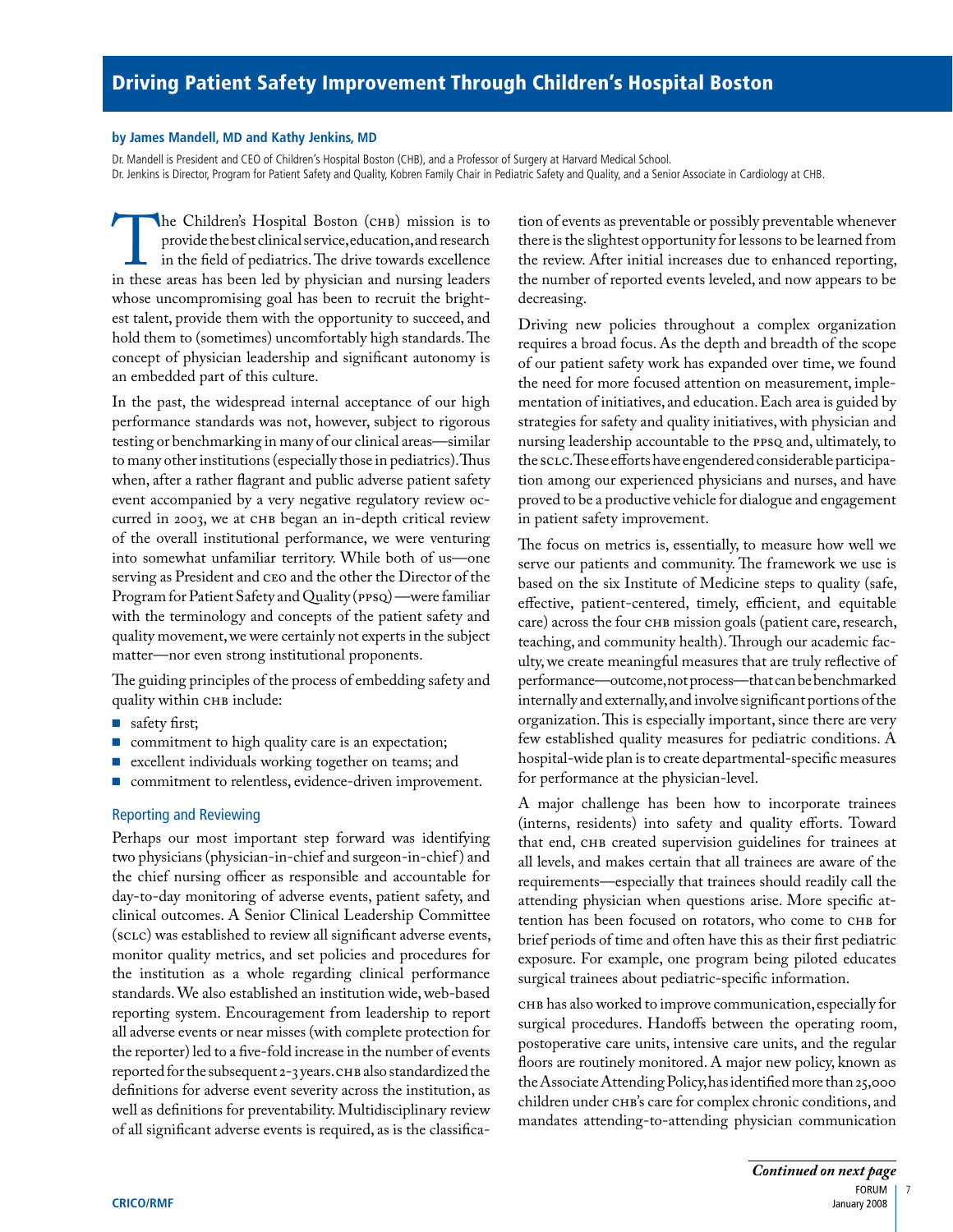# Driving Patient Safety Improvement Through Children's Hospital Boston

**by James Mandell, MD and Kathy Jenkins, MD**

Dr. Mandell is President and CEO of Children's Hospital Boston (CHB), and a Professor of Surgery at Harvard Medical School.
Dr. Jenkins is Director, Program for Patient Safety and Quality, Kobren Family Chair in Pediatric Safety and Quality, and a Senior Associate in Cardiology at CHB.

The Children's Hospital Boston (CHB) mission is to provide the best clinical service, education, and research in the field of pediatrics. The drive towards excellence in these areas has been led by physician and nursing leaders whose uncompromising goal has been to recruit the brightest talent, provide them with the opportunity to succeed, and hold them to (sometimes) uncomfortably high standards. The concept of physician leadership and significant autonomy is an embedded part of this culture.

In the past, the widespread internal acceptance of our high performance standards was not, however, subject to rigorous testing or benchmarking in many of our clinical areas—similar to many other institutions (especially those in pediatrics). Thus when, after a rather flagrant and public adverse patient safety event accompanied by a very negative regulatory review occurred in 2003, we at CHB began an in-depth critical review of the overall institutional performance, we were venturing into somewhat unfamiliar territory. While both of us—one serving as President and CEO and the other the Director of the Program for Patient Safety and Quality (PPSQ)—were familiar with the terminology and concepts of the patient safety and quality movement, we were certainly not experts in the subject matter—nor even strong institutional proponents.

The guiding principles of the process of embedding safety and quality within CHB include:

- safety first;
- commitment to high quality care is an expectation;
- excellent individuals working together on teams; and
- commitment to relentless, evidence-driven improvement.

## Reporting and Reviewing

Perhaps our most important step forward was identifying two physicians (physician-in-chief and surgeon-in-chief) and the chief nursing officer as responsible and accountable for day-to-day monitoring of adverse events, patient safety, and clinical outcomes. A Senior Clinical Leadership Committee (SCLC) was established to review all significant adverse events, monitor quality metrics, and set policies and procedures for the institution as a whole regarding clinical performance standards. We also established an institution wide, web-based reporting system. Encouragement from leadership to report all adverse events or near misses (with complete protection for the reporter) led to a five-fold increase in the number of events reported for the subsequent 2-3 years. CHB also standardized the definitions for adverse event severity across the institution, as well as definitions for preventability. Multidisciplinary review of all significant adverse events is required, as is the classification of events as preventable or possibly preventable whenever there is the slightest opportunity for lessons to be learned from the review. After initial increases due to enhanced reporting, the number of reported events leveled, and now appears to be decreasing.

Driving new policies throughout a complex organization requires a broad focus. As the depth and breadth of the scope of our patient safety work has expanded over time, we found the need for more focused attention on measurement, implementation of initiatives, and education. Each area is guided by strategies for safety and quality initiatives, with physician and nursing leadership accountable to the PPSQ and, ultimately, to the SCLC. These efforts have engendered considerable participation among our experienced physicians and nurses, and have proved to be a productive vehicle for dialogue and engagement in patient safety improvement.

The focus on metrics is, essentially, to measure how well we serve our patients and community. The framework we use is based on the six Institute of Medicine steps to quality (safe, effective, patient-centered, timely, efficient, and equitable care) across the four CHB mission goals (patient care, research, teaching, and community health). Through our academic faculty, we create meaningful measures that are truly reflective of performance—outcome, not process—that can be benchmarked internally and externally, and involve significant portions of the organization. This is especially important, since there are very few established quality measures for pediatric conditions. A hospital-wide plan is to create departmental-specific measures for performance at the physician-level.

A major challenge has been how to incorporate trainees (interns, residents) into safety and quality efforts. Toward that end, CHB created supervision guidelines for trainees at all levels, and makes certain that all trainees are aware of the requirements—especially that trainees should readily call the attending physician when questions arise. More specific attention has been focused on rotators, who come to CHB for brief periods of time and often have this as their first pediatric exposure. For example, one program being piloted educates surgical trainees about pediatric-specific information.

CHB has also worked to improve communication, especially for surgical procedures. Handoffs between the operating room, postoperative care units, intensive care units, and the regular floors are routinely monitored. A major new policy, known as the Associate Attending Policy, has identified more than 25,000 children under CHB's care for complex chronic conditions, and mandates attending-to-attending physician communication

*Continued on next page*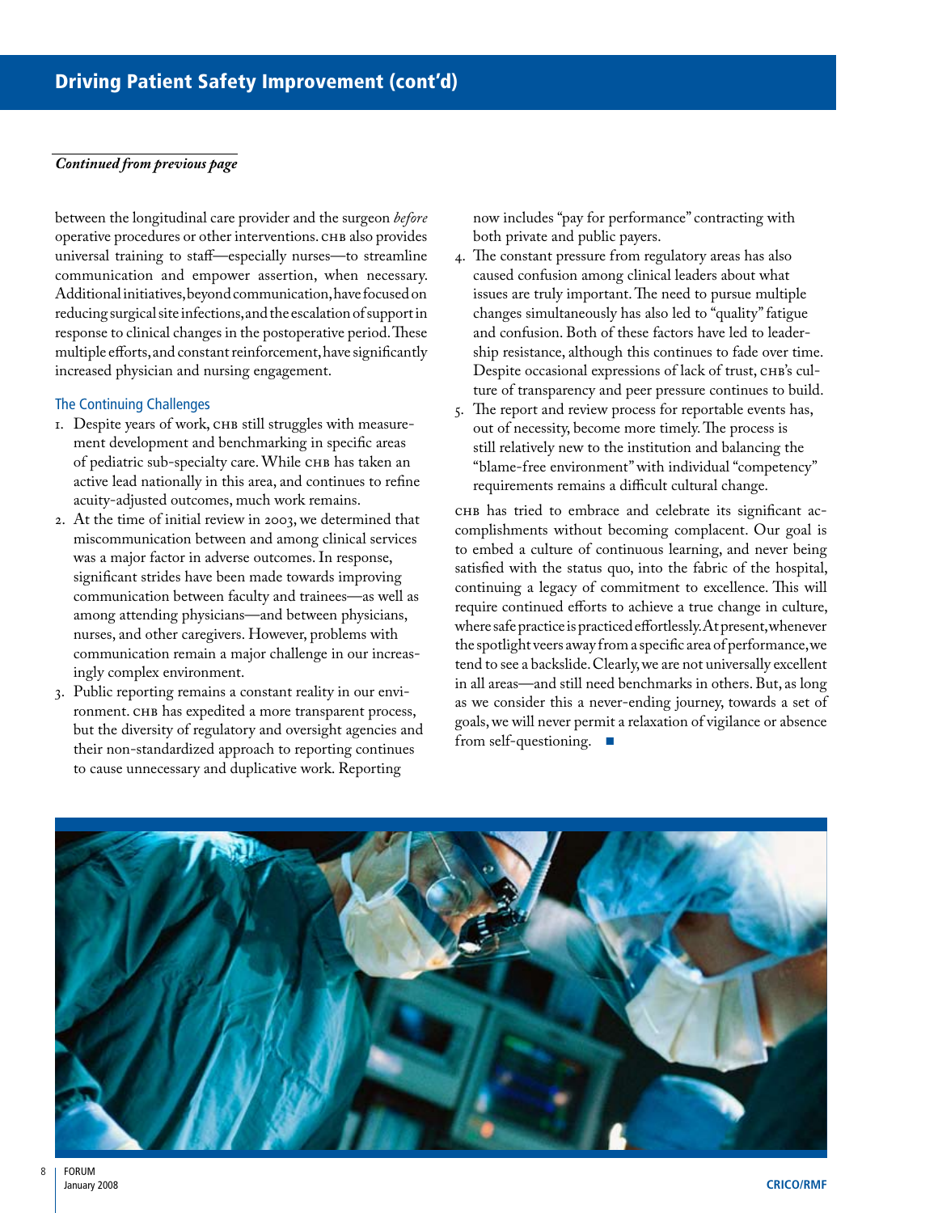## Driving Patient Safety Improvement (cont'd)

*Continued from previous page*

between the longitudinal care provider and the surgeon *before* operative procedures or other interventions. CHB also provides universal training to staff—especially nurses—to streamline communication and empower assertion, when necessary. Additional initiatives, beyond communication, have focused on reducing surgical site infections, and the escalation of support in response to clinical changes in the postoperative period. These multiple efforts, and constant reinforcement, have significantly increased physician and nursing engagement.

### The Continuing Challenges

1. Despite years of work, CHB still struggles with measurement development and benchmarking in specific areas of pediatric sub-specialty care. While CHB has taken an active lead nationally in this area, and continues to refine acuity-adjusted outcomes, much work remains.
2. At the time of initial review in 2003, we determined that miscommunication between and among clinical services was a major factor in adverse outcomes. In response, significant strides have been made towards improving communication between faculty and trainees—as well as among attending physicians—and between physicians, nurses, and other caregivers. However, problems with communication remain a major challenge in our increasingly complex environment.
3. Public reporting remains a constant reality in our environment. CHB has expedited a more transparent process, but the diversity of regulatory and oversight agencies and their non-standardized approach to reporting continues to cause unnecessary and duplicative work. Reporting now includes "pay for performance" contracting with both private and public payers.
4. The constant pressure from regulatory areas has also caused confusion among clinical leaders about what issues are truly important. The need to pursue multiple changes simultaneously has also led to "quality" fatigue and confusion. Both of these factors have led to leadership resistance, although this continues to fade over time. Despite occasional expressions of lack of trust, CHB's culture of transparency and peer pressure continues to build.
5. The report and review process for reportable events has, out of necessity, become more timely. The process is still relatively new to the institution and balancing the "blame-free environment" with individual "competency" requirements remains a difficult cultural change.

CHB has tried to embrace and celebrate its significant accomplishments without becoming complacent. Our goal is to embed a culture of continuous learning, and never being satisfied with the status quo, into the fabric of the hospital, continuing a legacy of commitment to excellence. This will require continued efforts to achieve a true change in culture, where safe practice is practiced effortlessly. At present, whenever the spotlight veers away from a specific area of performance, we tend to see a backslide. Clearly, we are not universally excellent in all areas—and still need benchmarks in others. But, as long as we consider this a never-ending journey, towards a set of goals, we will never permit a relaxation of vigilance or absence from self-questioning. ■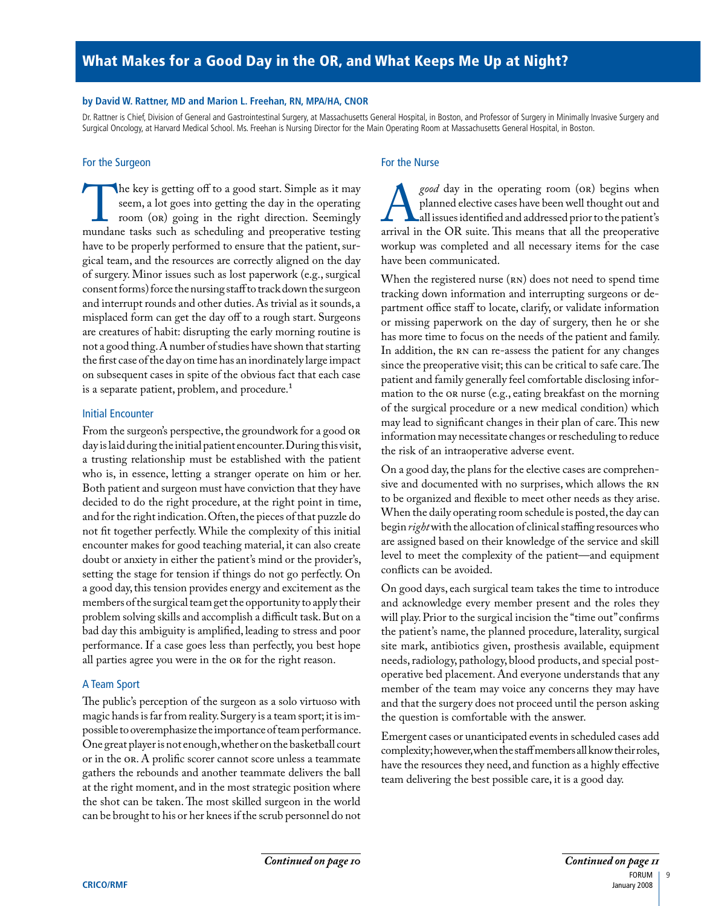# What Makes for a Good Day in the OR, and What Keeps Me Up at Night?

**by David W. Rattner, MD and Marion L. Freehan, RN, MPA/HA, CNOR**

Dr. Rattner is Chief, Division of General and Gastrointestinal Surgery, at Massachusetts General Hospital, in Boston, and Professor of Surgery in Minimally Invasive Surgery and Surgical Oncology, at Harvard Medical School. Ms. Freehan is Nursing Director for the Main Operating Room at Massachusetts General Hospital, in Boston.

## For the Surgeon

The key is getting off to a good start. Simple as it may seem, a lot goes into getting the day in the operating room (OR) going in the right direction. Seemingly mundane tasks such as scheduling and preoperative testing have to be properly performed to ensure that the patient, surgical team, and the resources are correctly aligned on the day of surgery. Minor issues such as lost paperwork (e.g., surgical consent forms) force the nursing staff to track down the surgeon and interrupt rounds and other duties. As trivial as it sounds, a misplaced form can get the day off to a rough start. Surgeons are creatures of habit: disrupting the early morning routine is not a good thing. A number of studies have shown that starting the first case of the day on time has an inordinately large impact on subsequent cases in spite of the obvious fact that each case is a separate patient, problem, and procedure.[1]

### Initial Encounter

From the surgeon's perspective, the groundwork for a good OR day is laid during the initial patient encounter. During this visit, a trusting relationship must be established with the patient who is, in essence, letting a stranger operate on him or her. Both patient and surgeon must have conviction that they have decided to do the right procedure, at the right point in time, and for the right indication. Often, the pieces of that puzzle do not fit together perfectly. While the complexity of this initial encounter makes for good teaching material, it can also create doubt or anxiety in either the patient's mind or the provider's, setting the stage for tension if things do not go perfectly. On a good day, this tension provides energy and excitement as the members of the surgical team get the opportunity to apply their problem solving skills and accomplish a difficult task. But on a bad day this ambiguity is amplified, leading to stress and poor performance. If a case goes less than perfectly, you best hope all parties agree you were in the OR for the right reason.

### A Team Sport

The public's perception of the surgeon as a solo virtuoso with magic hands is far from reality. Surgery is a team sport; it is impossible to overemphasize the importance of team performance. One great player is not enough, whether on the basketball court or in the OR. A prolific scorer cannot score unless a teammate gathers the rebounds and another teammate delivers the ball at the right moment, and in the most strategic position where the shot can be taken. The most skilled surgeon in the world can be brought to his or her knees if the scrub personnel do not

***Continued on page 10***

## For the Nurse

A *good* day in the operating room (OR) begins when planned elective cases have been well thought out and all issues identified and addressed prior to the patient's arrival in the OR suite. This means that all the preoperative workup was completed and all necessary items for the case have been communicated.

When the registered nurse (RN) does not need to spend time tracking down information and interrupting surgeons or department office staff to locate, clarify, or validate information or missing paperwork on the day of surgery, then he or she has more time to focus on the needs of the patient and family. In addition, the RN can re-assess the patient for any changes since the preoperative visit; this can be critical to safe care. The patient and family generally feel comfortable disclosing information to the OR nurse (e.g., eating breakfast on the morning of the surgical procedure or a new medical condition) which may lead to significant changes in their plan of care. This new information may necessitate changes or rescheduling to reduce the risk of an intraoperative adverse event.

On a good day, the plans for the elective cases are comprehensive and documented with no surprises, which allows the RN to be organized and flexible to meet other needs as they arise. When the daily operating room schedule is posted, the day can begin *right* with the allocation of clinical staffing resources who are assigned based on their knowledge of the service and skill level to meet the complexity of the patient—and equipment conflicts can be avoided.

On good days, each surgical team takes the time to introduce and acknowledge every member present and the roles they will play. Prior to the surgical incision the "time out" confirms the patient's name, the planned procedure, laterality, surgical site mark, antibiotics given, prosthesis available, equipment needs, radiology, pathology, blood products, and special post-operative bed placement. And everyone understands that any member of the team may voice any concerns they may have and that the surgery does not proceed until the person asking the question is comfortable with the answer.

Emergent cases or unanticipated events in scheduled cases add complexity; however, when the staff members all know their roles, have the resources they need, and function as a highly effective team delivering the best possible care, it is a good day.

***Continued on page 11***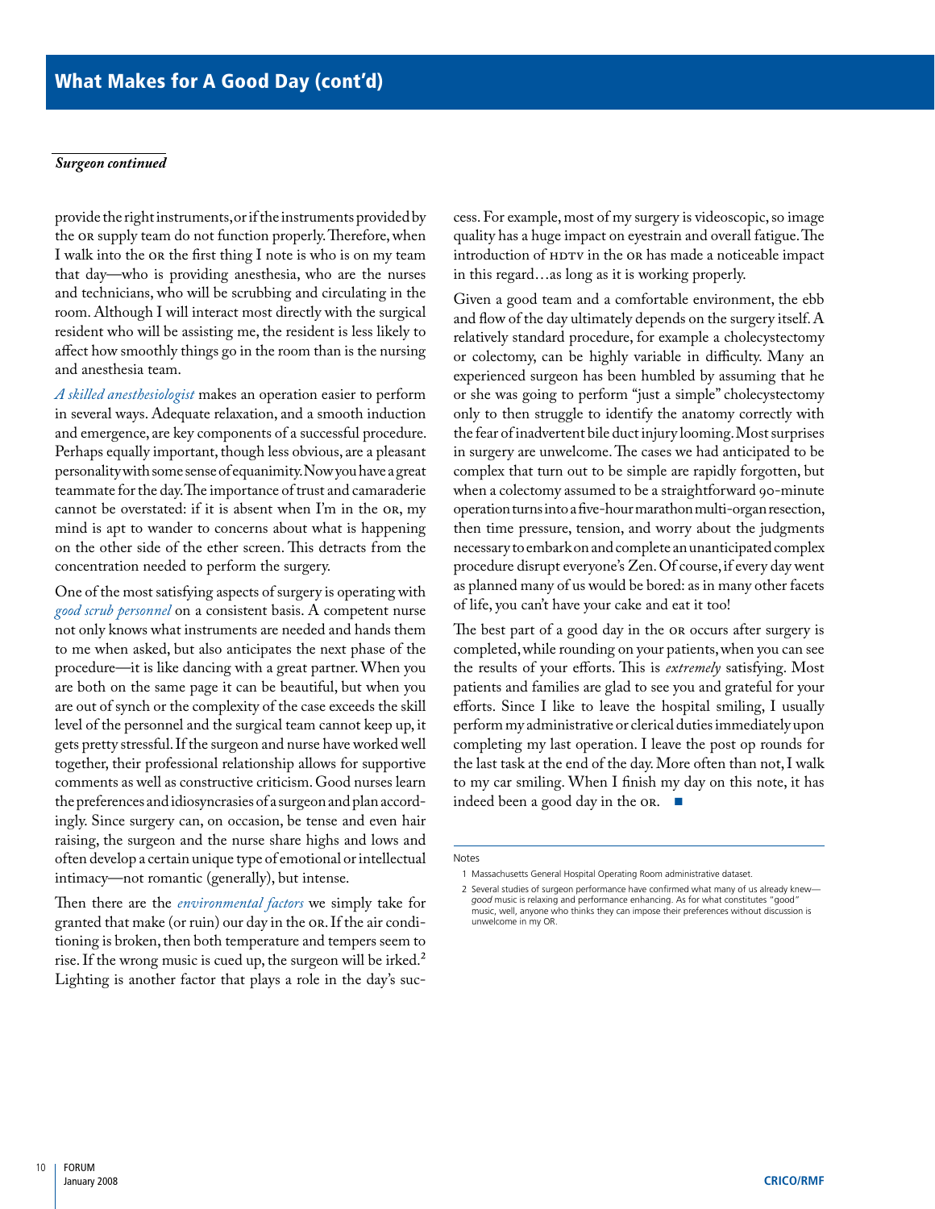## What Makes for A Good Day (cont'd)

***Surgeon continued***

provide the right instruments, or if the instruments provided by the OR supply team do not function properly. Therefore, when I walk into the OR the first thing I note is who is on my team that day—who is providing anesthesia, who are the nurses and technicians, who will be scrubbing and circulating in the room. Although I will interact most directly with the surgical resident who will be assisting me, the resident is less likely to affect how smoothly things go in the room than is the nursing and anesthesia team.

*A skilled anesthesiologist* makes an operation easier to perform in several ways. Adequate relaxation, and a smooth induction and emergence, are key components of a successful procedure. Perhaps equally important, though less obvious, are a pleasant personality with some sense of equanimity. Now you have a great teammate for the day. The importance of trust and camaraderie cannot be overstated: if it is absent when I'm in the OR, my mind is apt to wander to concerns about what is happening on the other side of the ether screen. This detracts from the concentration needed to perform the surgery.

One of the most satisfying aspects of surgery is operating with *good scrub personnel* on a consistent basis. A competent nurse not only knows what instruments are needed and hands them to me when asked, but also anticipates the next phase of the procedure—it is like dancing with a great partner. When you are both on the same page it can be beautiful, but when you are out of synch or the complexity of the case exceeds the skill level of the personnel and the surgical team cannot keep up, it gets pretty stressful. If the surgeon and nurse have worked well together, their professional relationship allows for supportive comments as well as constructive criticism. Good nurses learn the preferences and idiosyncrasies of a surgeon and plan accordingly. Since surgery can, on occasion, be tense and even hair raising, the surgeon and the nurse share highs and lows and often develop a certain unique type of emotional or intellectual intimacy—not romantic (generally), but intense.

Then there are the *environmental factors* we simply take for granted that make (or ruin) our day in the OR. If the air conditioning is broken, then both temperature and tempers seem to rise. If the wrong music is cued up, the surgeon will be irked.[2] Lighting is another factor that plays a role in the day's success. For example, most of my surgery is videoscopic, so image quality has a huge impact on eyestrain and overall fatigue. The introduction of HDTV in the OR has made a noticeable impact in this regard…as long as it is working properly.

Given a good team and a comfortable environment, the ebb and flow of the day ultimately depends on the surgery itself. A relatively standard procedure, for example a cholecystectomy or colectomy, can be highly variable in difficulty. Many an experienced surgeon has been humbled by assuming that he or she was going to perform "just a simple" cholecystectomy only to then struggle to identify the anatomy correctly with the fear of inadvertent bile duct injury looming. Most surprises in surgery are unwelcome. The cases we had anticipated to be complex that turn out to be simple are rapidly forgotten, but when a colectomy assumed to be a straightforward 90-minute operation turns into a five-hour marathon multi-organ resection, then time pressure, tension, and worry about the judgments necessary to embark on and complete an unanticipated complex procedure disrupt everyone's Zen. Of course, if every day went as planned many of us would be bored: as in many other facets of life, you can't have your cake and eat it too!

The best part of a good day in the OR occurs after surgery is completed, while rounding on your patients, when you can see the results of your efforts. This is *extremely* satisfying. Most patients and families are glad to see you and grateful for your efforts. Since I like to leave the hospital smiling, I usually perform my administrative or clerical duties immediately upon completing my last operation. I leave the post op rounds for the last task at the end of the day. More often than not, I walk to my car smiling. When I finish my day on this note, it has indeed been a good day in the OR. ■

Notes

1 Massachusetts General Hospital Operating Room administrative dataset.

2 Several studies of surgeon performance have confirmed what many of us already knew—*good* music is relaxing and performance enhancing. As for what constitutes "good" music, well, anyone who thinks they can impose their preferences without discussion is unwelcome in my OR.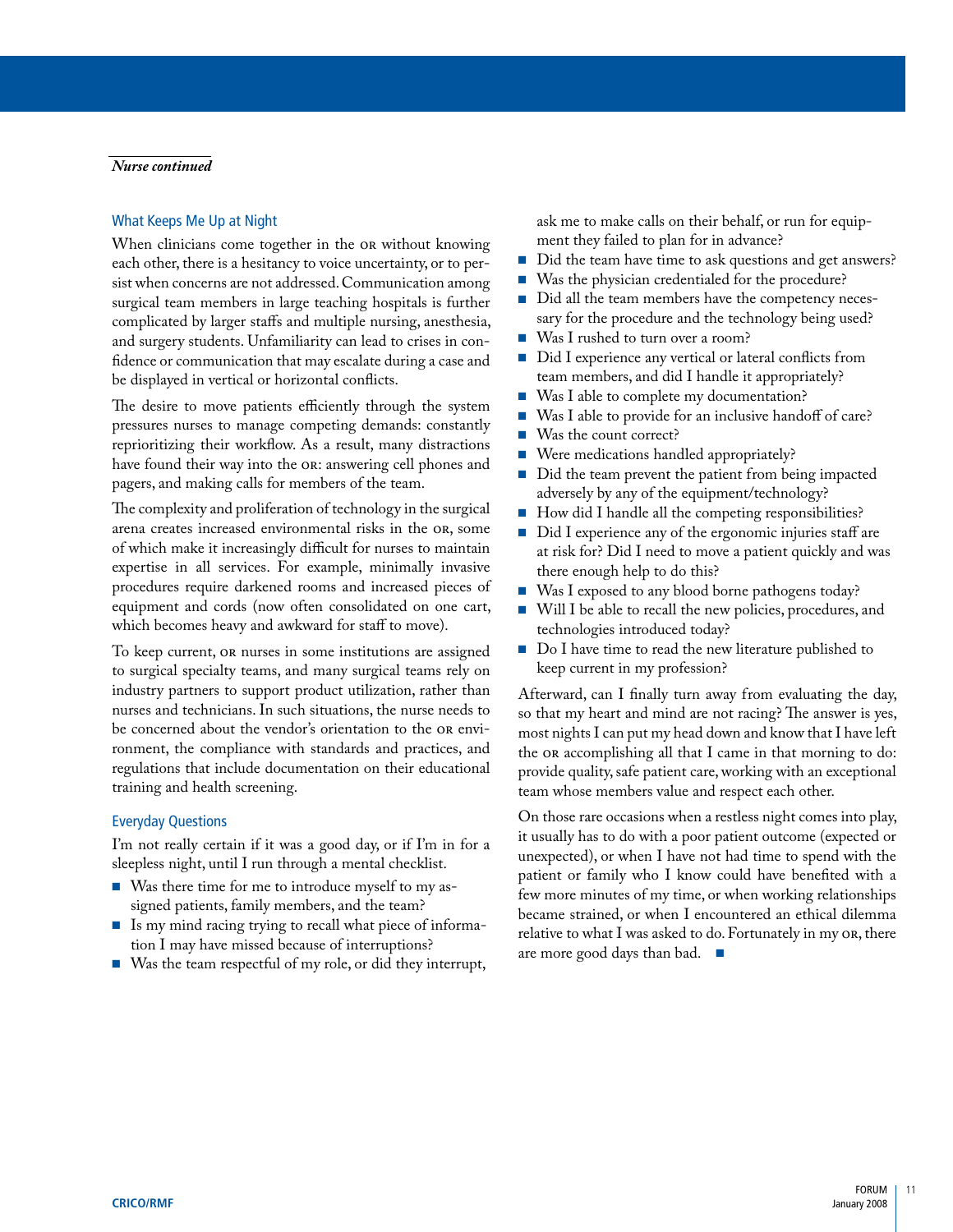*Nurse continued*

### What Keeps Me Up at Night

When clinicians come together in the OR without knowing each other, there is a hesitancy to voice uncertainty, or to persist when concerns are not addressed. Communication among surgical team members in large teaching hospitals is further complicated by larger staffs and multiple nursing, anesthesia, and surgery students. Unfamiliarity can lead to crises in confidence or communication that may escalate during a case and be displayed in vertical or horizontal conflicts.

The desire to move patients efficiently through the system pressures nurses to manage competing demands: constantly reprioritizing their workflow. As a result, many distractions have found their way into the OR: answering cell phones and pagers, and making calls for members of the team.

The complexity and proliferation of technology in the surgical arena creates increased environmental risks in the OR, some of which make it increasingly difficult for nurses to maintain expertise in all services. For example, minimally invasive procedures require darkened rooms and increased pieces of equipment and cords (now often consolidated on one cart, which becomes heavy and awkward for staff to move).

To keep current, OR nurses in some institutions are assigned to surgical specialty teams, and many surgical teams rely on industry partners to support product utilization, rather than nurses and technicians. In such situations, the nurse needs to be concerned about the vendor's orientation to the OR environment, the compliance with standards and practices, and regulations that include documentation on their educational training and health screening.

### Everyday Questions

I'm not really certain if it was a good day, or if I'm in for a sleepless night, until I run through a mental checklist.

- Was there time for me to introduce myself to my assigned patients, family members, and the team?
- Is my mind racing trying to recall what piece of information I may have missed because of interruptions?
- Was the team respectful of my role, or did they interrupt, ask me to make calls on their behalf, or run for equipment they failed to plan for in advance?
- Did the team have time to ask questions and get answers?
- Was the physician credentialed for the procedure?
- Did all the team members have the competency necessary for the procedure and the technology being used?
- Was I rushed to turn over a room?
- Did I experience any vertical or lateral conflicts from team members, and did I handle it appropriately?
- Was I able to complete my documentation?
- Was I able to provide for an inclusive handoff of care?
- Was the count correct?
- Were medications handled appropriately?
- Did the team prevent the patient from being impacted adversely by any of the equipment/technology?
- How did I handle all the competing responsibilities?
- Did I experience any of the ergonomic injuries staff are at risk for? Did I need to move a patient quickly and was there enough help to do this?
- Was I exposed to any blood borne pathogens today?
- Will I be able to recall the new policies, procedures, and technologies introduced today?
- Do I have time to read the new literature published to keep current in my profession?

Afterward, can I finally turn away from evaluating the day, so that my heart and mind are not racing? The answer is yes, most nights I can put my head down and know that I have left the OR accomplishing all that I came in that morning to do: provide quality, safe patient care, working with an exceptional team whose members value and respect each other.

On those rare occasions when a restless night comes into play, it usually has to do with a poor patient outcome (expected or unexpected), or when I have not had time to spend with the patient or family who I know could have benefited with a few more minutes of my time, or when working relationships became strained, or when I encountered an ethical dilemma relative to what I was asked to do. Fortunately in my OR, there are more good days than bad. ■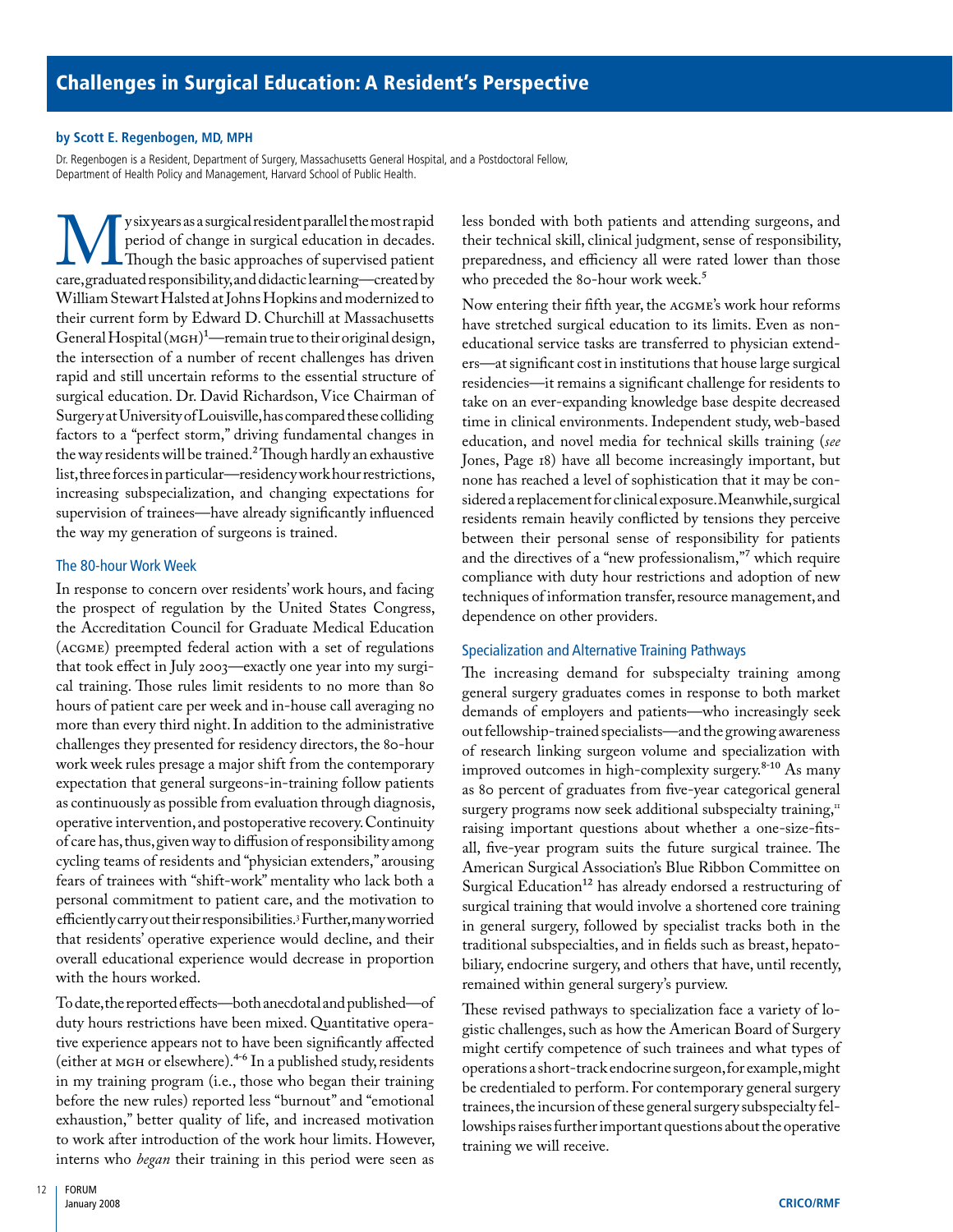# Challenges in Surgical Education: A Resident's Perspective

**by Scott E. Regenbogen, MD, MPH**

Dr. Regenbogen is a Resident, Department of Surgery, Massachusetts General Hospital, and a Postdoctoral Fellow, Department of Health Policy and Management, Harvard School of Public Health.

My six years as a surgical resident parallel the most rapid period of change in surgical education in decades. Though the basic approaches of supervised patient care, graduated responsibility, and didactic learning—created by William Stewart Halsted at Johns Hopkins and modernized to their current form by Edward D. Churchill at Massachusetts General Hospital (MGH)[1]—remain true to their original design, the intersection of a number of recent challenges has driven rapid and still uncertain reforms to the essential structure of surgical education. Dr. David Richardson, Vice Chairman of Surgery at University of Louisville, has compared these colliding factors to a "perfect storm," driving fundamental changes in the way residents will be trained.[2] Though hardly an exhaustive list, three forces in particular—residency work hour restrictions, increasing subspecialization, and changing expectations for supervision of trainees—have already significantly influenced the way my generation of surgeons is trained.

## The 80-hour Work Week

In response to concern over residents' work hours, and facing the prospect of regulation by the United States Congress, the Accreditation Council for Graduate Medical Education (ACGME) preempted federal action with a set of regulations that took effect in July 2003—exactly one year into my surgical training. Those rules limit residents to no more than 80 hours of patient care per week and in-house call averaging no more than every third night. In addition to the administrative challenges they presented for residency directors, the 80-hour work week rules presage a major shift from the contemporary expectation that general surgeons-in-training follow patients as continuously as possible from evaluation through diagnosis, operative intervention, and postoperative recovery. Continuity of care has, thus, given way to diffusion of responsibility among cycling teams of residents and "physician extenders," arousing fears of trainees with "shift-work" mentality who lack both a personal commitment to patient care, and the motivation to efficiently carry out their responsibilities.[3] Further, many worried that residents' operative experience would decline, and their overall educational experience would decrease in proportion with the hours worked.

To date, the reported effects—both anecdotal and published—of duty hours restrictions have been mixed. Quantitative operative experience appears not to have been significantly affected (either at MGH or elsewhere).[4-6] In a published study, residents in my training program (i.e., those who began their training before the new rules) reported less "burnout" and "emotional exhaustion," better quality of life, and increased motivation to work after introduction of the work hour limits. However, interns who *began* their training in this period were seen as less bonded with both patients and attending surgeons, and their technical skill, clinical judgment, sense of responsibility, preparedness, and efficiency all were rated lower than those who preceded the 80-hour work week.[5]

Now entering their fifth year, the ACGME's work hour reforms have stretched surgical education to its limits. Even as non-educational service tasks are transferred to physician extenders—at significant cost in institutions that house large surgical residencies—it remains a significant challenge for residents to take on an ever-expanding knowledge base despite decreased time in clinical environments. Independent study, web-based education, and novel media for technical skills training (*see* Jones, Page 18) have all become increasingly important, but none has reached a level of sophistication that it may be considered a replacement for clinical exposure. Meanwhile, surgical residents remain heavily conflicted by tensions they perceive between their personal sense of responsibility for patients and the directives of a "new professionalism,"[7] which require compliance with duty hour restrictions and adoption of new techniques of information transfer, resource management, and dependence on other providers.

## Specialization and Alternative Training Pathways

The increasing demand for subspecialty training among general surgery graduates comes in response to both market demands of employers and patients—who increasingly seek out fellowship-trained specialists—and the growing awareness of research linking surgeon volume and specialization with improved outcomes in high-complexity surgery.[8-10] As many as 80 percent of graduates from five-year categorical general surgery programs now seek additional subspecialty training,[11] raising important questions about whether a one-size-fits-all, five-year program suits the future surgical trainee. The American Surgical Association's Blue Ribbon Committee on Surgical Education[12] has already endorsed a restructuring of surgical training that would involve a shortened core training in general surgery, followed by specialist tracks both in the traditional subspecialties, and in fields such as breast, hepatobiliary, endocrine surgery, and others that have, until recently, remained within general surgery's purview.

These revised pathways to specialization face a variety of logistic challenges, such as how the American Board of Surgery might certify competence of such trainees and what types of operations a short-track endocrine surgeon, for example, might be credentialed to perform. For contemporary general surgery trainees, the incursion of these general surgery subspecialty fellowships raises further important questions about the operative training we will receive.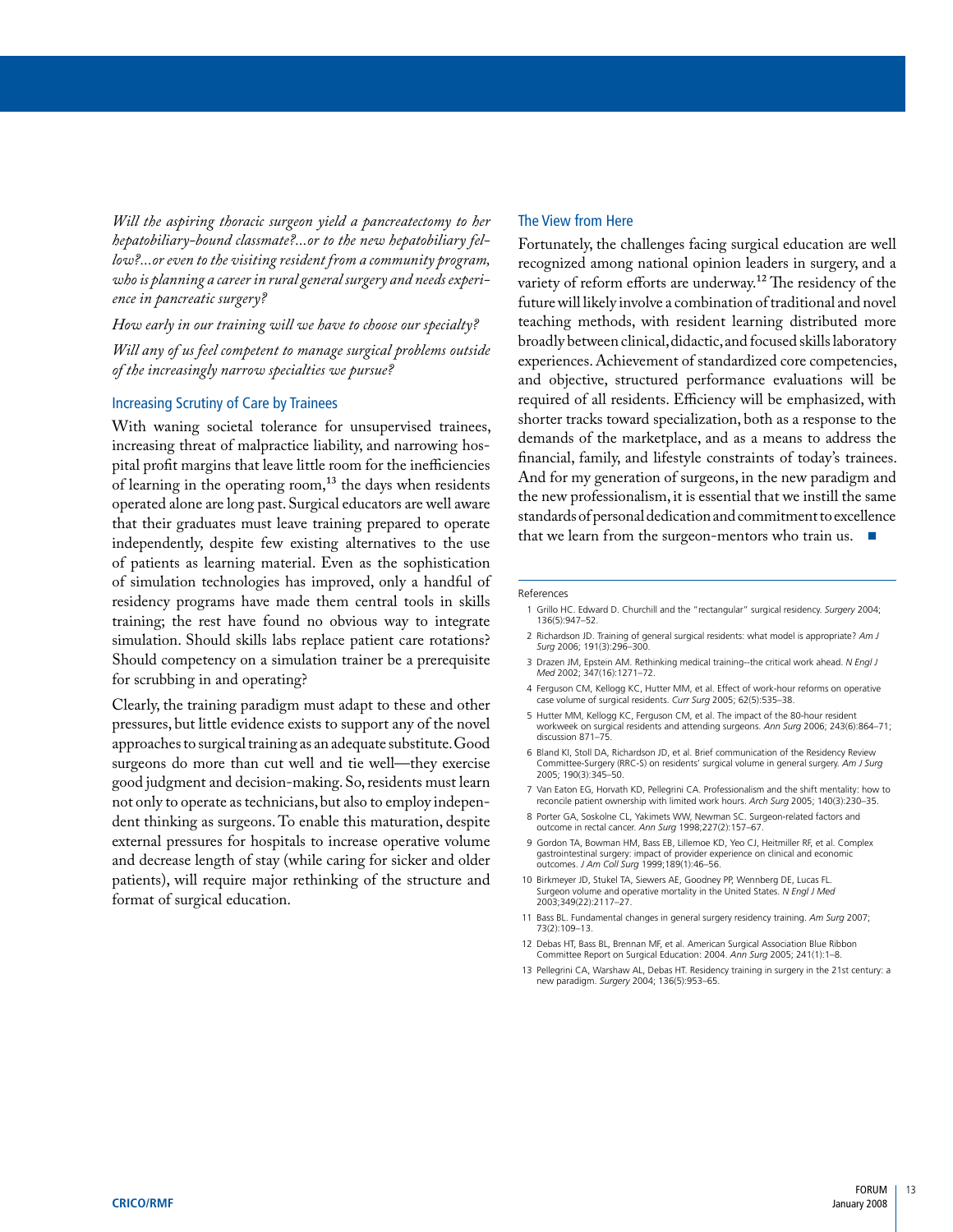*Will the aspiring thoracic surgeon yield a pancreatectomy to her hepatobiliary-bound classmate?...or to the new hepatobiliary fellow?...or even to the visiting resident from a community program, who is planning a career in rural general surgery and needs experience in pancreatic surgery?*

*How early in our training will we have to choose our specialty?*

*Will any of us feel competent to manage surgical problems outside of the increasingly narrow specialties we pursue?*

## Increasing Scrutiny of Care by Trainees

With waning societal tolerance for unsupervised trainees, increasing threat of malpractice liability, and narrowing hospital profit margins that leave little room for the inefficiencies of learning in the operating room,[13] the days when residents operated alone are long past. Surgical educators are well aware that their graduates must leave training prepared to operate independently, despite few existing alternatives to the use of patients as learning material. Even as the sophistication of simulation technologies has improved, only a handful of residency programs have made them central tools in skills training; the rest have found no obvious way to integrate simulation. Should skills labs replace patient care rotations? Should competency on a simulation trainer be a prerequisite for scrubbing in and operating?

Clearly, the training paradigm must adapt to these and other pressures, but little evidence exists to support any of the novel approaches to surgical training as an adequate substitute. Good surgeons do more than cut well and tie well—they exercise good judgment and decision-making. So, residents must learn not only to operate as technicians, but also to employ independent thinking as surgeons. To enable this maturation, despite external pressures for hospitals to increase operative volume and decrease length of stay (while caring for sicker and older patients), will require major rethinking of the structure and format of surgical education.

## The View from Here

Fortunately, the challenges facing surgical education are well recognized among national opinion leaders in surgery, and a variety of reform efforts are underway.[12] The residency of the future will likely involve a combination of traditional and novel teaching methods, with resident learning distributed more broadly between clinical, didactic, and focused skills laboratory experiences. Achievement of standardized core competencies, and objective, structured performance evaluations will be required of all residents. Efficiency will be emphasized, with shorter tracks toward specialization, both as a response to the demands of the marketplace, and as a means to address the financial, family, and lifestyle constraints of today's trainees. And for my generation of surgeons, in the new paradigm and the new professionalism, it is essential that we instill the same standards of personal dedication and commitment to excellence that we learn from the surgeon-mentors who train us. ■

### References

1. Grillo HC. Edward D. Churchill and the "rectangular" surgical residency. *Surgery* 2004; 136(5):947–52.
2. Richardson JD. Training of general surgical residents: what model is appropriate? *Am J Surg* 2006; 191(3):296–300.
3. Drazen JM, Epstein AM. Rethinking medical training--the critical work ahead. *N Engl J Med* 2002; 347(16):1271–72.
4. Ferguson CM, Kellogg KC, Hutter MM, et al. Effect of work-hour reforms on operative case volume of surgical residents. *Curr Surg* 2005; 62(5):535–38.
5. Hutter MM, Kellogg KC, Ferguson CM, et al. The impact of the 80-hour resident workweek on surgical residents and attending surgeons. *Ann Surg* 2006; 243(6):864–71; discussion 871–75.
6. Bland KI, Stoll DA, Richardson JD, et al. Brief communication of the Residency Review Committee-Surgery (RRC-S) on residents' surgical volume in general surgery. *Am J Surg* 2005; 190(3):345–50.
7. Van Eaton EG, Horvath KD, Pellegrini CA. Professionalism and the shift mentality: how to reconcile patient ownership with limited work hours. *Arch Surg* 2005; 140(3):230–35.
8. Porter GA, Soskolne CL, Yakimets WW, Newman SC. Surgeon-related factors and outcome in rectal cancer. *Ann Surg* 1998;227(2):157–67.
9. Gordon TA, Bowman HM, Bass EB, Lillemoe KD, Yeo CJ, Heitmiller RF, et al. Complex gastrointestinal surgery: impact of provider experience on clinical and economic outcomes. *J Am Coll Surg* 1999;189(1):46–56.
10. Birkmeyer JD, Stukel TA, Siewers AE, Goodney PP, Wennberg DE, Lucas FL. Surgeon volume and operative mortality in the United States. *N Engl J Med* 2003;349(22):2117–27.
11. Bass BL. Fundamental changes in general surgery residency training. *Am Surg* 2007; 73(2):109–13.
12. Debas HT, Bass BL, Brennan MF, et al. American Surgical Association Blue Ribbon Committee Report on Surgical Education: 2004. *Ann Surg* 2005; 241(1):1–8.
13. Pellegrini CA, Warshaw AL, Debas HT. Residency training in surgery in the 21st century: a new paradigm. *Surgery* 2004; 136(5):953–65.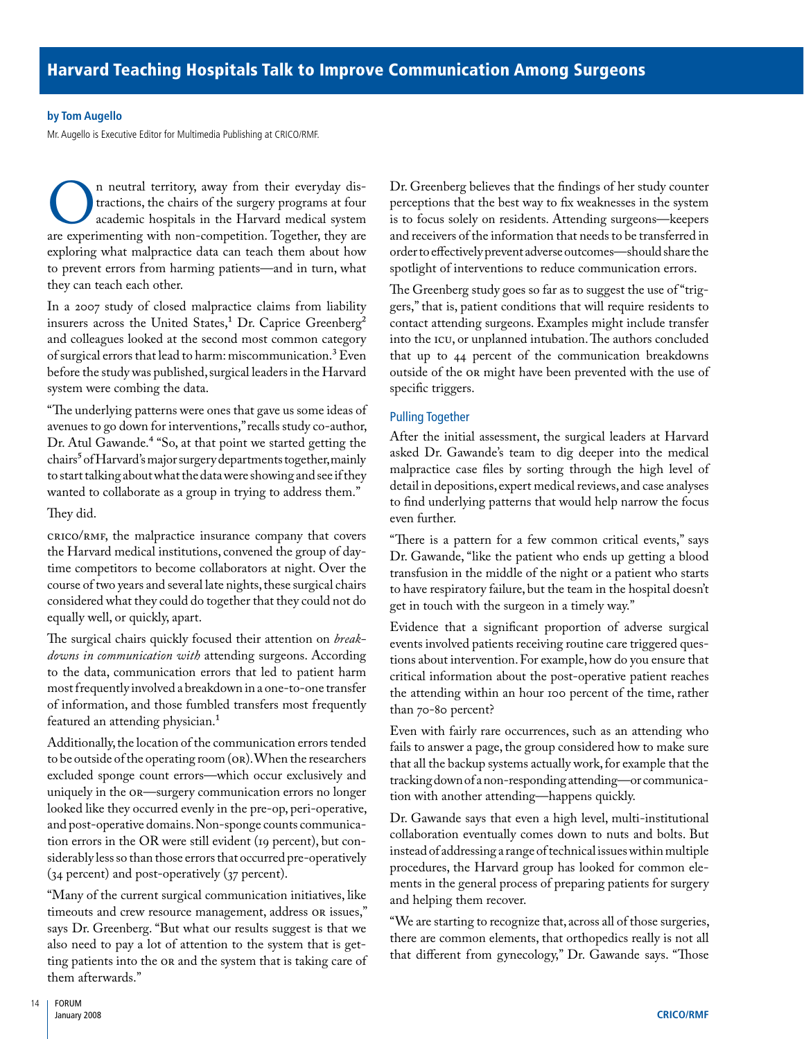# Harvard Teaching Hospitals Talk to Improve Communication Among Surgeons

**by Tom Augello**

Mr. Augello is Executive Editor for Multimedia Publishing at CRICO/RMF.

On neutral territory, away from their everyday distractions, the chairs of the surgery programs at four academic hospitals in the Harvard medical system are experimenting with non-competition. Together, they are exploring what malpractice data can teach them about how to prevent errors from harming patients—and in turn, what they can teach each other.

In a 2007 study of closed malpractice claims from liability insurers across the United States,[1] Dr. Caprice Greenberg[2] and colleagues looked at the second most common category of surgical errors that lead to harm: miscommunication.[3] Even before the study was published, surgical leaders in the Harvard system were combing the data.

"The underlying patterns were ones that gave us some ideas of avenues to go down for interventions," recalls study co-author, Dr. Atul Gawande.[4] "So, at that point we started getting the chairs[5] of Harvard's major surgery departments together, mainly to start talking about what the data were showing and see if they wanted to collaborate as a group in trying to address them."

They did.

CRICO/RMF, the malpractice insurance company that covers the Harvard medical institutions, convened the group of daytime competitors to become collaborators at night. Over the course of two years and several late nights, these surgical chairs considered what they could do together that they could not do equally well, or quickly, apart.

The surgical chairs quickly focused their attention on *breakdowns in communication with* attending surgeons. According to the data, communication errors that led to patient harm most frequently involved a breakdown in a one-to-one transfer of information, and those fumbled transfers most frequently featured an attending physician.[1]

Additionally, the location of the communication errors tended to be outside of the operating room (OR). When the researchers excluded sponge count errors—which occur exclusively and uniquely in the OR—surgery communication errors no longer looked like they occurred evenly in the pre-op, peri-operative, and post-operative domains. Non-sponge counts communication errors in the OR were still evident (19 percent), but considerably less so than those errors that occurred pre-operatively (34 percent) and post-operatively (37 percent).

"Many of the current surgical communication initiatives, like timeouts and crew resource management, address OR issues," says Dr. Greenberg. "But what our results suggest is that we also need to pay a lot of attention to the system that is getting patients into the OR and the system that is taking care of them afterwards."

Dr. Greenberg believes that the findings of her study counter perceptions that the best way to fix weaknesses in the system is to focus solely on residents. Attending surgeons—keepers and receivers of the information that needs to be transferred in order to effectively prevent adverse outcomes—should share the spotlight of interventions to reduce communication errors.

The Greenberg study goes so far as to suggest the use of "triggers," that is, patient conditions that will require residents to contact attending surgeons. Examples might include transfer into the ICU, or unplanned intubation. The authors concluded that up to 44 percent of the communication breakdowns outside of the OR might have been prevented with the use of specific triggers.

## Pulling Together

After the initial assessment, the surgical leaders at Harvard asked Dr. Gawande's team to dig deeper into the medical malpractice case files by sorting through the high level of detail in depositions, expert medical reviews, and case analyses to find underlying patterns that would help narrow the focus even further.

"There is a pattern for a few common critical events," says Dr. Gawande, "like the patient who ends up getting a blood transfusion in the middle of the night or a patient who starts to have respiratory failure, but the team in the hospital doesn't get in touch with the surgeon in a timely way."

Evidence that a significant proportion of adverse surgical events involved patients receiving routine care triggered questions about intervention. For example, how do you ensure that critical information about the post-operative patient reaches the attending within an hour 100 percent of the time, rather than 70-80 percent?

Even with fairly rare occurrences, such as an attending who fails to answer a page, the group considered how to make sure that all the backup systems actually work, for example that the tracking down of a non-responding attending—or communication with another attending—happens quickly.

Dr. Gawande says that even a high level, multi-institutional collaboration eventually comes down to nuts and bolts. But instead of addressing a range of technical issues within multiple procedures, the Harvard group has looked for common elements in the general process of preparing patients for surgery and helping them recover.

"We are starting to recognize that, across all of those surgeries, there are common elements, that orthopedics really is not all that different from gynecology," Dr. Gawande says. "Those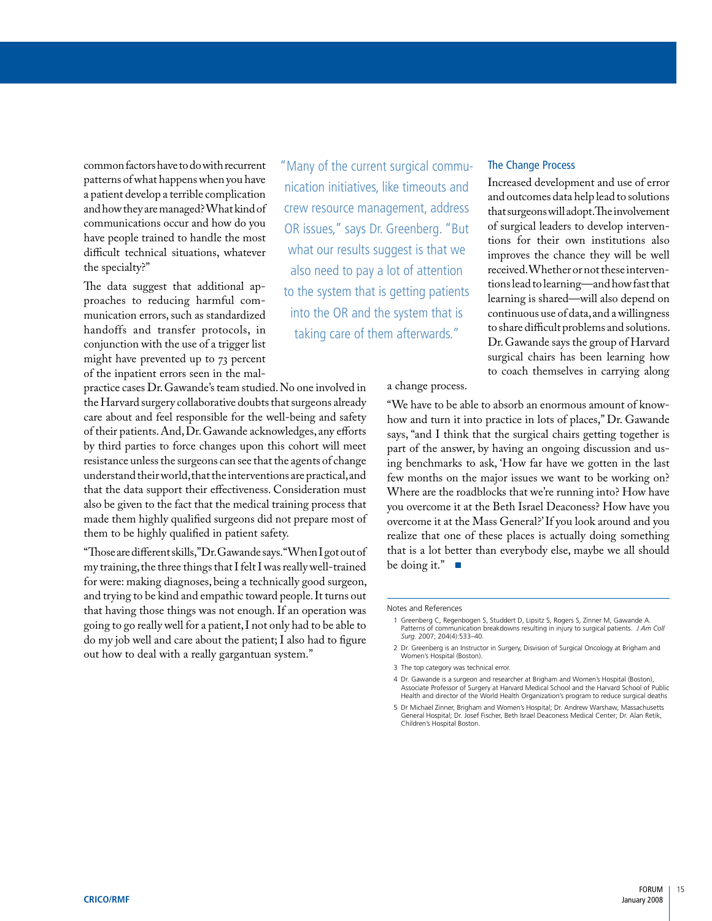common factors have to do with recurrent patterns of what happens when you have a patient develop a terrible complication and how they are managed? What kind of communications occur and how do you have people trained to handle the most difficult technical situations, whatever the specialty?"

The data suggest that additional approaches to reducing harmful communication errors, such as standardized handoffs and transfer protocols, in conjunction with the use of a trigger list might have prevented up to 73 percent of the inpatient errors seen in the malpractice cases Dr. Gawande's team studied. No one involved in the Harvard surgery collaborative doubts that surgeons already care about and feel responsible for the well-being and safety of their patients. And, Dr. Gawande acknowledges, any efforts by third parties to force changes upon this cohort will meet resistance unless the surgeons can see that the agents of change understand their world, that the interventions are practical, and that the data support their effectiveness. Consideration must also be given to the fact that the medical training process that made them highly qualified surgeons did not prepare most of them to be highly qualified in patient safety.

"Those are different skills," Dr. Gawande says. "When I got out of my training, the three things that I felt I was really well-trained for were: making diagnoses, being a technically good surgeon, and trying to be kind and empathic toward people. It turns out that having those things was not enough. If an operation was going to go really well for a patient, I not only had to be able to do my job well and care about the patient; I also had to figure out how to deal with a really gargantuan system."

"Many of the current surgical communication initiatives, like timeouts and crew resource management, address OR issues," says Dr. Greenberg. "But what our results suggest is that we also need to pay a lot of attention to the system that is getting patients into the OR and the system that is taking care of them afterwards."

## The Change Process

Increased development and use of error and outcomes data help lead to solutions that surgeons will adopt. The involvement of surgical leaders to develop interventions for their own institutions also improves the chance they will be well received. Whether or not these interventions lead to learning—and how fast that learning is shared—will also depend on continuous use of data, and a willingness to share difficult problems and solutions. Dr. Gawande says the group of Harvard surgical chairs has been learning how to coach themselves in carrying along a change process.

"We have to be able to absorb an enormous amount of know-how and turn it into practice in lots of places," Dr. Gawande says, "and I think that the surgical chairs getting together is part of the answer, by having an ongoing discussion and using benchmarks to ask, 'How far have we gotten in the last few months on the major issues we want to be working on? Where are the roadblocks that we're running into? How have you overcome it at the Beth Israel Deaconess? How have you overcome it at the Mass General?' If you look around and you realize that one of these places is actually doing something that is a lot better than everybody else, maybe we all should be doing it." ■

Notes and References

1 Greenberg C, Regenbogen S, Studdert D, Lipsitz S, Rogers S, Zinner M, Gawande A. Patterns of communication breakdowns resulting in injury to surgical patients. *J Am Coll Surg.* 2007; 204(4):533–40.

2 Dr. Greenberg is an Instructor in Surgery, Disvision of Surgical Oncology at Brigham and Women's Hospital (Boston).

3 The top category was technical error.

4 Dr. Gawande is a surgeon and researcher at Brigham and Women's Hospital (Boston), Associate Professor of Surgery at Harvard Medical School and the Harvard School of Public Health and director of the World Health Organization's program to reduce surgical deaths

5 Dr Michael Zinner, Brigham and Women's Hospital; Dr. Andrew Warshaw, Massachusetts General Hospital; Dr. Josef Fischer, Beth Israel Deaconess Medical Center; Dr. Alan Retik, Children's Hospital Boston.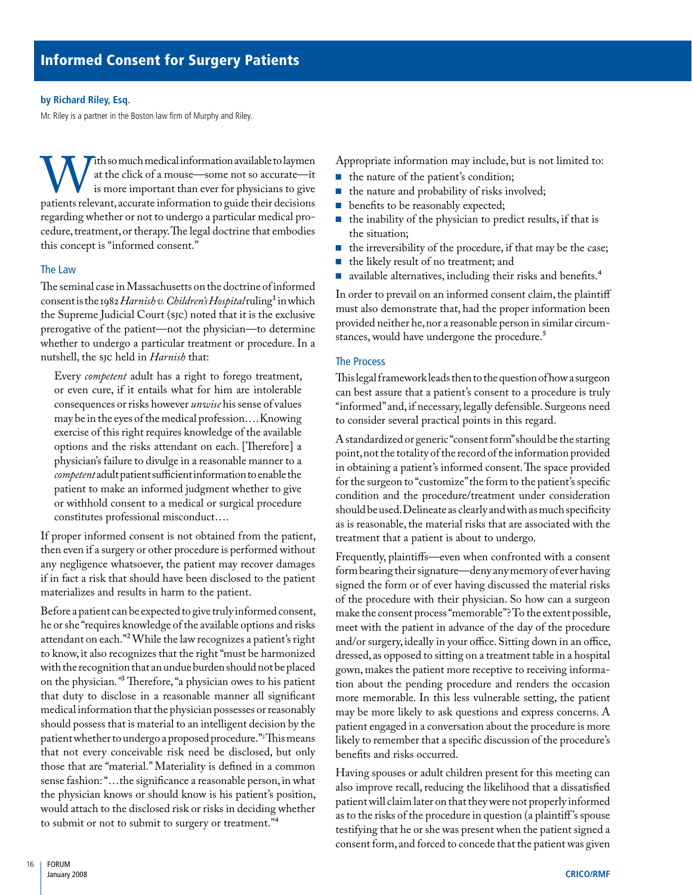# Informed Consent for Surgery Patients

**by Richard Riley, Esq.**

Mr. Riley is a partner in the Boston law firm of Murphy and Riley.

With so much medical information available to laymen at the click of a mouse—some not so accurate—it is more important than ever for physicians to give patients relevant, accurate information to guide their decisions regarding whether or not to undergo a particular medical procedure, treatment, or therapy. The legal doctrine that embodies this concept is "informed consent."

## The Law

The seminal case in Massachusetts on the doctrine of informed consent is the 1982 *Harnish v. Children's Hospital* ruling[1] in which the Supreme Judicial Court (SJC) noted that it is the exclusive prerogative of the patient—not the physician—to determine whether to undergo a particular treatment or procedure. In a nutshell, the SJC held in *Harnish* that:

> Every *competent* adult has a right to forego treatment, or even cure, if it entails what for him are intolerable consequences or risks however *unwise* his sense of values may be in the eyes of the medical profession.… Knowing exercise of this right requires knowledge of the available options and the risks attendant on each. [Therefore] a physician's failure to divulge in a reasonable manner to a *competent* adult patient sufficient information to enable the patient to make an informed judgment whether to give or withhold consent to a medical or surgical procedure constitutes professional misconduct….

If proper informed consent is not obtained from the patient, then even if a surgery or other procedure is performed without any negligence whatsoever, the patient may recover damages if in fact a risk that should have been disclosed to the patient materializes and results in harm to the patient.

Before a patient can be expected to give truly informed consent, he or she "requires knowledge of the available options and risks attendant on each."[2] While the law recognizes a patient's right to know, it also recognizes that the right "must be harmonized with the recognition that an undue burden should not be placed on the physician."[3] Therefore, "a physician owes to his patient that duty to disclose in a reasonable manner all significant medical information that the physician possesses or reasonably should possess that is material to an intelligent decision by the patient whether to undergo a proposed procedure."[3] This means that not every conceivable risk need be disclosed, but only those that are "material." Materiality is defined in a common sense fashion: "…the significance a reasonable person, in what the physician knows or should know is his patient's position, would attach to the disclosed risk or risks in deciding whether to submit or not to submit to surgery or treatment."[4]

Appropriate information may include, but is not limited to:

- the nature of the patient's condition;
- the nature and probability of risks involved;
- benefits to be reasonably expected;
- the inability of the physician to predict results, if that is the situation;
- the irreversibility of the procedure, if that may be the case;
- the likely result of no treatment; and
- available alternatives, including their risks and benefits.[4]

In order to prevail on an informed consent claim, the plaintiff must also demonstrate that, had the proper information been provided neither he, nor a reasonable person in similar circumstances, would have undergone the procedure.[5]

## The Process

This legal framework leads then to the question of how a surgeon can best assure that a patient's consent to a procedure is truly "informed" and, if necessary, legally defensible. Surgeons need to consider several practical points in this regard.

A standardized or generic "consent form" should be the starting point, not the totality of the record of the information provided in obtaining a patient's informed consent. The space provided for the surgeon to "customize" the form to the patient's specific condition and the procedure/treatment under consideration should be used. Delineate as clearly and with as much specificity as is reasonable, the material risks that are associated with the treatment that a patient is about to undergo.

Frequently, plaintiffs—even when confronted with a consent form bearing their signature—deny any memory of ever having signed the form or of ever having discussed the material risks of the procedure with their physician. So how can a surgeon make the consent process "memorable"? To the extent possible, meet with the patient in advance of the day of the procedure and/or surgery, ideally in your office. Sitting down in an office, dressed, as opposed to sitting on a treatment table in a hospital gown, makes the patient more receptive to receiving information about the pending procedure and renders the occasion more memorable. In this less vulnerable setting, the patient may be more likely to ask questions and express concerns. A patient engaged in a conversation about the procedure is more likely to remember that a specific discussion of the procedure's benefits and risks occurred.

Having spouses or adult children present for this meeting can also improve recall, reducing the likelihood that a dissatisfied patient will claim later on that they were not properly informed as to the risks of the procedure in question (a plaintiff's spouse testifying that he or she was present when the patient signed a consent form, and forced to concede that the patient was given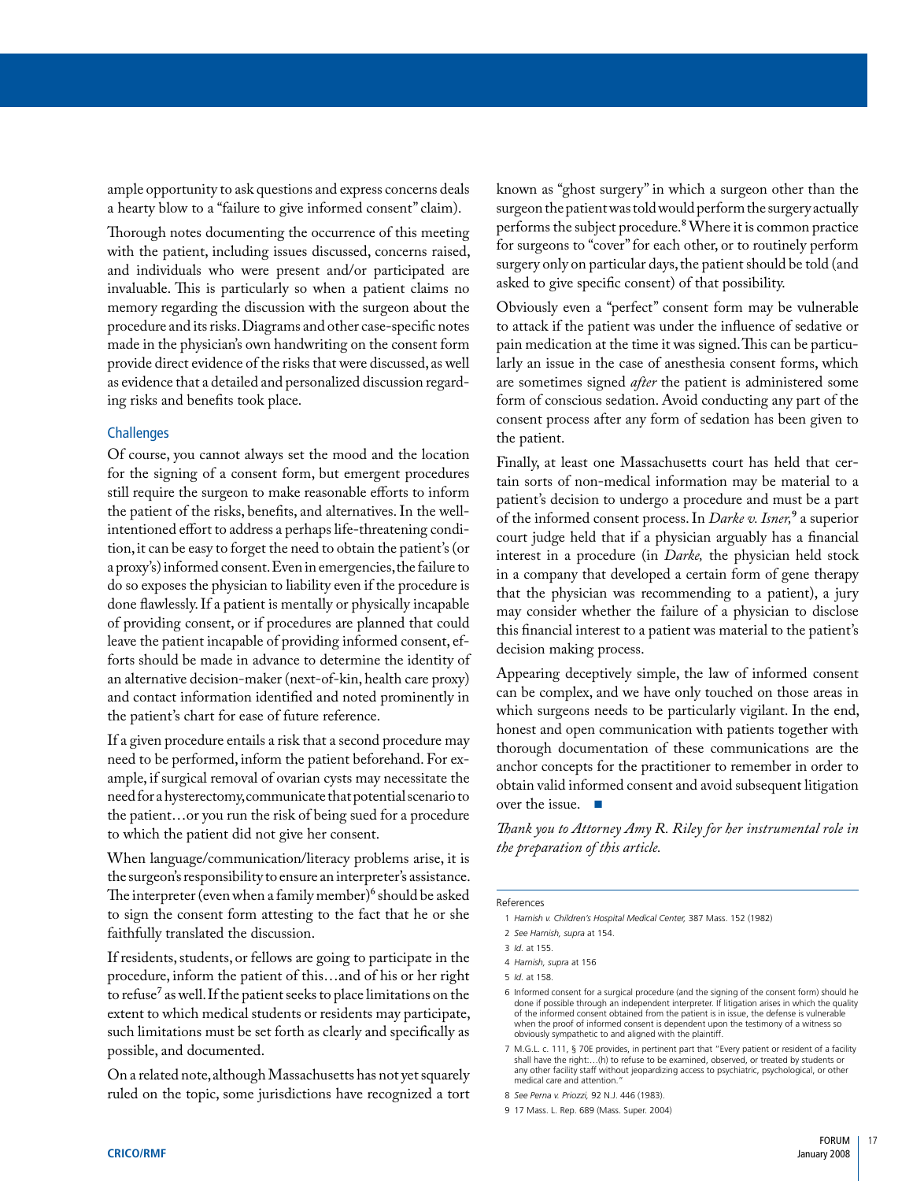ample opportunity to ask questions and express concerns deals a hearty blow to a "failure to give informed consent" claim).

Thorough notes documenting the occurrence of this meeting with the patient, including issues discussed, concerns raised, and individuals who were present and/or participated are invaluable. This is particularly so when a patient claims no memory regarding the discussion with the surgeon about the procedure and its risks. Diagrams and other case-specific notes made in the physician's own handwriting on the consent form provide direct evidence of the risks that were discussed, as well as evidence that a detailed and personalized discussion regarding risks and benefits took place.

### Challenges

Of course, you cannot always set the mood and the location for the signing of a consent form, but emergent procedures still require the surgeon to make reasonable efforts to inform the patient of the risks, benefits, and alternatives. In the well-intentioned effort to address a perhaps life-threatening condition, it can be easy to forget the need to obtain the patient's (or a proxy's) informed consent. Even in emergencies, the failure to do so exposes the physician to liability even if the procedure is done flawlessly. If a patient is mentally or physically incapable of providing consent, or if procedures are planned that could leave the patient incapable of providing informed consent, efforts should be made in advance to determine the identity of an alternative decision-maker (next-of-kin, health care proxy) and contact information identified and noted prominently in the patient's chart for ease of future reference.

If a given procedure entails a risk that a second procedure may need to be performed, inform the patient beforehand. For example, if surgical removal of ovarian cysts may necessitate the need for a hysterectomy, communicate that potential scenario to the patient…or you run the risk of being sued for a procedure to which the patient did not give her consent.

When language/communication/literacy problems arise, it is the surgeon's responsibility to ensure an interpreter's assistance. The interpreter (even when a family member)[6] should be asked to sign the consent form attesting to the fact that he or she faithfully translated the discussion.

If residents, students, or fellows are going to participate in the procedure, inform the patient of this…and of his or her right to refuse[7] as well. If the patient seeks to place limitations on the extent to which medical students or residents may participate, such limitations must be set forth as clearly and specifically as possible, and documented.

On a related note, although Massachusetts has not yet squarely ruled on the topic, some jurisdictions have recognized a tort known as "ghost surgery" in which a surgeon other than the surgeon the patient was told would perform the surgery actually performs the subject procedure.[8] Where it is common practice for surgeons to "cover" for each other, or to routinely perform surgery only on particular days, the patient should be told (and asked to give specific consent) of that possibility.

Obviously even a "perfect" consent form may be vulnerable to attack if the patient was under the influence of sedative or pain medication at the time it was signed. This can be particularly an issue in the case of anesthesia consent forms, which are sometimes signed *after* the patient is administered some form of conscious sedation. Avoid conducting any part of the consent process after any form of sedation has been given to the patient.

Finally, at least one Massachusetts court has held that certain sorts of non-medical information may be material to a patient's decision to undergo a procedure and must be a part of the informed consent process. In *Darke v. Isner,*[9] a superior court judge held that if a physician arguably has a financial interest in a procedure (in *Darke,* the physician held stock in a company that developed a certain form of gene therapy that the physician was recommending to a patient), a jury may consider whether the failure of a physician to disclose this financial interest to a patient was material to the patient's decision making process.

Appearing deceptively simple, the law of informed consent can be complex, and we have only touched on those areas in which surgeons needs to be particularly vigilant. In the end, honest and open communication with patients together with thorough documentation of these communications are the anchor concepts for the practitioner to remember in order to obtain valid informed consent and avoid subsequent litigation over the issue. ■

*Thank you to Attorney Amy R. Riley for her instrumental role in the preparation of this article.*

References

1. *Harnish v. Children's Hospital Medical Center,* 387 Mass. 152 (1982)
2. *See Harnish, supra* at 154.
3. *Id.* at 155.
4. *Harnish, supra* at 156
5. *Id.* at 158.
6. Informed consent for a surgical procedure (and the signing of the consent form) should he done if possible through an independent interpreter. If litigation arises in which the quality of the informed consent obtained from the patient is in issue, the defense is vulnerable when the proof of informed consent is dependent upon the testimony of a witness so obviously sympathetic to and aligned with the plaintiff.
7. M.G.L. c. 111, § 70E provides, in pertinent part that "Every patient or resident of a facility shall have the right:…(h) to refuse to be examined, observed, or treated by students or any other facility staff without jeopardizing access to psychiatric, psychological, or other medical care and attention."
8. *See Perna v. Priozzi,* 92 N.J. 446 (1983).
9. 17 Mass. L. Rep. 689 (Mass. Super. 2004)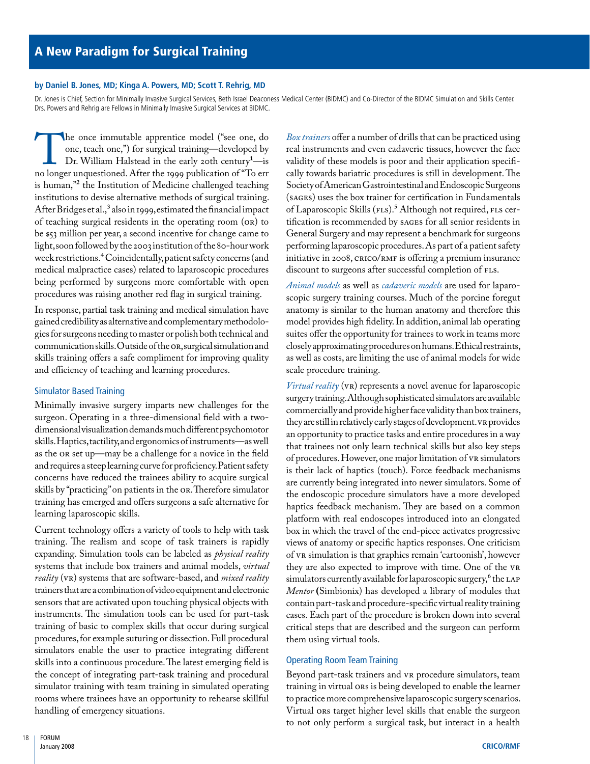# A New Paradigm for Surgical Training

**by Daniel B. Jones, MD; Kinga A. Powers, MD; Scott T. Rehrig, MD**

Dr. Jones is Chief, Section for Minimally Invasive Surgical Services, Beth Israel Deaconess Medical Center (BIDMC) and Co-Director of the BIDMC Simulation and Skills Center. Drs. Powers and Rehrig are Fellows in Minimally Invasive Surgical Services at BIDMC.

The once immutable apprentice model ("see one, do one, teach one,") for surgical training—developed by Dr. William Halstead in the early 20th century[1]—is no longer unquestioned. After the 1999 publication of "To err is human,"[2] the Institution of Medicine challenged teaching institutions to devise alternative methods of surgical training. After Bridges et al.,[3] also in 1999, estimated the financial impact of teaching surgical residents in the operating room (OR) to be $53 million per year, a second incentive for change came to light, soon followed by the 2003 institution of the 80-hour work week restrictions.[4] Coincidentally, patient safety concerns (and medical malpractice cases) related to laparoscopic procedures being performed by surgeons more comfortable with open procedures was raising another red flag in surgical training.

In response, partial task training and medical simulation have gained credibility as alternative and complementary methodologies for surgeons needing to master or polish both technical and communication skills. Outside of the OR, surgical simulation and skills training offers a safe compliment for improving quality and efficiency of teaching and learning procedures.

## Simulator Based Training

Minimally invasive surgery imparts new challenges for the surgeon. Operating in a three-dimensional field with a two-dimensional visualization demands much different psychomotor skills. Haptics, tactility, and ergonomics of instruments—as well as the OR set up—may be a challenge for a novice in the field and requires a steep learning curve for proficiency. Patient safety concerns have reduced the trainees ability to acquire surgical skills by "practicing" on patients in the OR. Therefore simulator training has emerged and offers surgeons a safe alternative for learning laparoscopic skills.

Current technology offers a variety of tools to help with task training. The realism and scope of task trainers is rapidly expanding. Simulation tools can be labeled as *physical reality* systems that include box trainers and animal models, *virtual reality* (VR) systems that are software-based, and *mixed reality* trainers that are a combination of video equipment and electronic sensors that are activated upon touching physical objects with instruments. The simulation tools can be used for part-task training of basic to complex skills that occur during surgical procedures, for example suturing or dissection. Full procedural simulators enable the user to practice integrating different skills into a continuous procedure. The latest emerging field is the concept of integrating part-task training and procedural simulator training with team training in simulated operating rooms where trainees have an opportunity to rehearse skillful handling of emergency situations.

*Box trainers* offer a number of drills that can be practiced using real instruments and even cadaveric tissues, however the face validity of these models is poor and their application specifically towards bariatric procedures is still in development. The Society of American Gastrointestinal and Endoscopic Surgeons (SAGES) uses the box trainer for certification in Fundamentals of Laparoscopic Skills (FLS).[5] Although not required, FLS certification is recommended by SAGES for all senior residents in General Surgery and may represent a benchmark for surgeons performing laparoscopic procedures. As part of a patient safety initiative in 2008, CRICO/RMF is offering a premium insurance discount to surgeons after successful completion of FLS.

*Animal models* as well as *cadaveric models* are used for laparoscopic surgery training courses. Much of the porcine foregut anatomy is similar to the human anatomy and therefore this model provides high fidelity. In addition, animal lab operating suites offer the opportunity for trainees to work in teams more closely approximating procedures on humans. Ethical restraints, as well as costs, are limiting the use of animal models for wide scale procedure training.

*Virtual reality* (VR) represents a novel avenue for laparoscopic surgery training. Although sophisticated simulators are available commercially and provide higher face validity than box trainers, they are still in relatively early stages of development. VR provides an opportunity to practice tasks and entire procedures in a way that trainees not only learn technical skills but also key steps of procedures. However, one major limitation of VR simulators is their lack of haptics (touch). Force feedback mechanisms are currently being integrated into newer simulators. Some of the endoscopic procedure simulators have a more developed haptics feedback mechanism. They are based on a common platform with real endoscopes introduced into an elongated box in which the travel of the end-piece activates progressive views of anatomy or specific haptics responses. One criticism of VR simulation is that graphics remain 'cartoonish', however they are also expected to improve with time. One of the VR simulators currently available for laparoscopic surgery,[6] the LAP *Mentor* **(**Simbionix) has developed a library of modules that contain part-task and procedure-specific virtual reality training cases. Each part of the procedure is broken down into several critical steps that are described and the surgeon can perform them using virtual tools.

## Operating Room Team Training

Beyond part-task trainers and VR procedure simulators, team training in virtual ORs is being developed to enable the learner to practice more comprehensive laparoscopic surgery scenarios. Virtual ORs target higher level skills that enable the surgeon to not only perform a surgical task, but interact in a health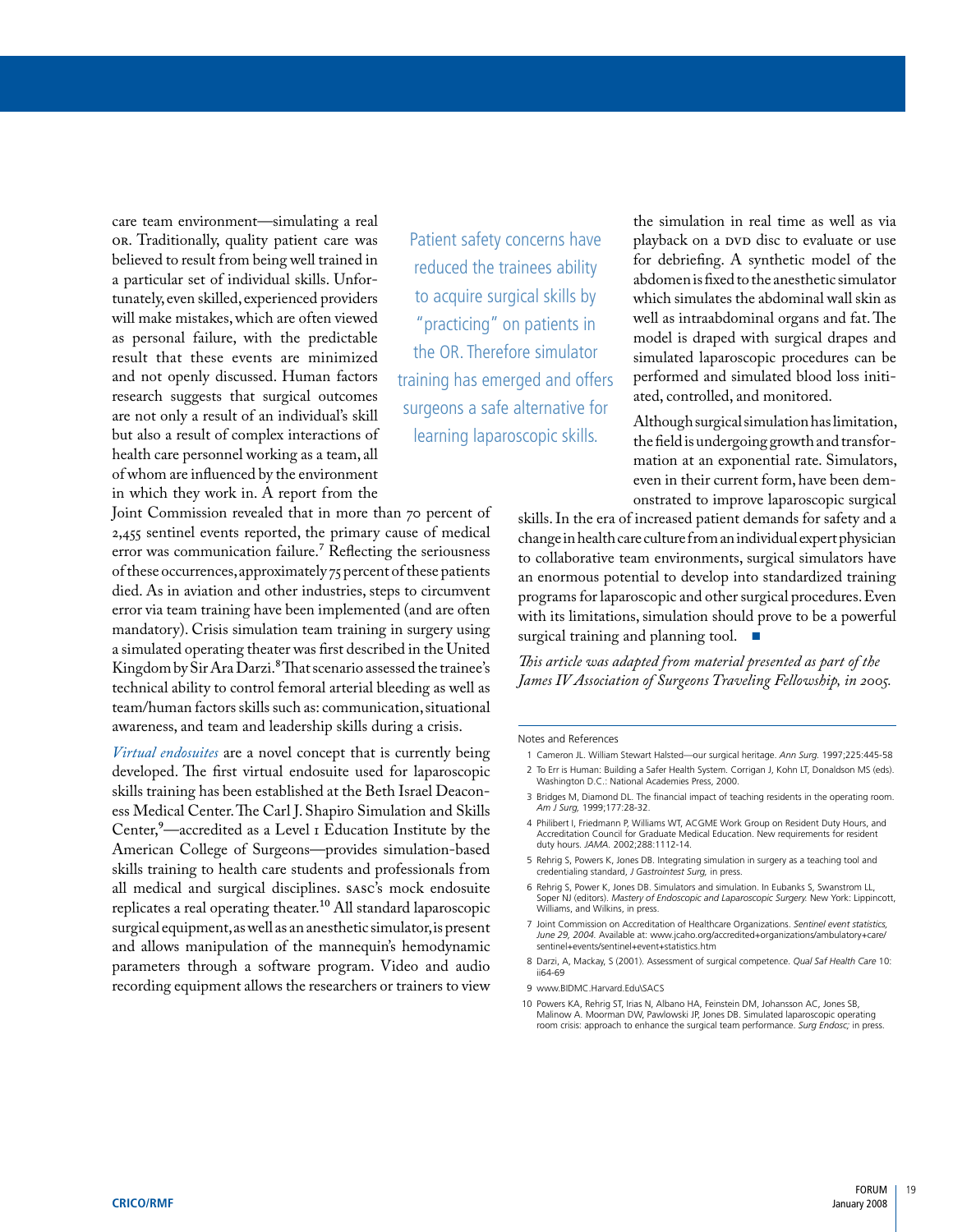care team environment—simulating a real OR. Traditionally, quality patient care was believed to result from being well trained in a particular set of individual skills. Unfortunately, even skilled, experienced providers will make mistakes, which are often viewed as personal failure, with the predictable result that these events are minimized and not openly discussed. Human factors research suggests that surgical outcomes are not only a result of an individual's skill but also a result of complex interactions of health care personnel working as a team, all of whom are influenced by the environment in which they work in. A report from the Joint Commission revealed that in more than 70 percent of 2,455 sentinel events reported, the primary cause of medical error was communication failure.[7] Reflecting the seriousness of these occurrences, approximately 75 percent of these patients died. As in aviation and other industries, steps to circumvent error via team training have been implemented (and are often mandatory). Crisis simulation team training in surgery using a simulated operating theater was first described in the United Kingdom by Sir Ara Darzi.[8] That scenario assessed the trainee's technical ability to control femoral arterial bleeding as well as team/human factors skills such as: communication, situational awareness, and team and leadership skills during a crisis.

Patient safety concerns have reduced the trainees ability to acquire surgical skills by "practicing" on patients in the OR. Therefore simulator training has emerged and offers surgeons a safe alternative for learning laparoscopic skills.

*Virtual endosuites* are a novel concept that is currently being developed. The first virtual endosuite used for laparoscopic skills training has been established at the Beth Israel Deaconess Medical Center. The Carl J. Shapiro Simulation and Skills Center,[9]—accredited as a Level I Education Institute by the American College of Surgeons—provides simulation-based skills training to health care students and professionals from all medical and surgical disciplines. SASC's mock endosuite replicates a real operating theater.[10] All standard laparoscopic surgical equipment, as well as an anesthetic simulator, is present and allows manipulation of the mannequin's hemodynamic parameters through a software program. Video and audio recording equipment allows the researchers or trainers to view the simulation in real time as well as via playback on a DVD disc to evaluate or use for debriefing. A synthetic model of the abdomen is fixed to the anesthetic simulator which simulates the abdominal wall skin as well as intraabdominal organs and fat. The model is draped with surgical drapes and simulated laparoscopic procedures can be performed and simulated blood loss initiated, controlled, and monitored.

Although surgical simulation has limitation, the field is undergoing growth and transformation at an exponential rate. Simulators, even in their current form, have been demonstrated to improve laparoscopic surgical skills. In the era of increased patient demands for safety and a change in health care culture from an individual expert physician to collaborative team environments, surgical simulators have an enormous potential to develop into standardized training programs for laparoscopic and other surgical procedures. Even with its limitations, simulation should prove to be a powerful surgical training and planning tool. ■

*This article was adapted from material presented as part of the James IV Association of Surgeons Traveling Fellowship, in 2005.*

Notes and References

1. Cameron JL. William Stewart Halsted—our surgical heritage. *Ann Surg.* 1997;225:445-58
2. To Err is Human: Building a Safer Health System. Corrigan J, Kohn LT, Donaldson MS (eds). Washington D.C.: National Academies Press, 2000.
3. Bridges M, Diamond DL. The financial impact of teaching residents in the operating room. *Am J Surg,* 1999;177:28-32.
4. Philibert I, Friedmann P, Williams WT, ACGME Work Group on Resident Duty Hours, and Accreditation Council for Graduate Medical Education. New requirements for resident duty hours. *JAMA.* 2002;288:1112-14.
5. Rehrig S, Powers K, Jones DB. Integrating simulation in surgery as a teaching tool and credentialing standard, *J Gastrointest Surg,* in press.
6. Rehrig S, Power K, Jones DB. Simulators and simulation. In Eubanks S, Swanstrom LL, Soper NJ (editors). *Mastery of Endoscopic and Laparoscopic Surgery.* New York: Lippincott, Williams, and Wilkins, in press.
7. Joint Commission on Accreditation of Healthcare Organizations. *Sentinel event statistics, June 29, 2004.* Available at: www.jcaho.org/accredited+organizations/ambulatory+care/sentinel+events/sentinel+event+statistics.htm
8. Darzi, A, Mackay, S (2001). Assessment of surgical competence. *Qual Saf Health Care* 10: ii64-69
9. www.BIDMC.Harvard.Edu\SACS
10. Powers KA, Rehrig ST, Irias N, Albano HA, Feinstein DM, Johansson AC, Jones SB, Malinow A. Moorman DW, Pawlowski JP, Jones DB. Simulated laparoscopic operating room crisis: approach to enhance the surgical team performance. *Surg Endosc;* in press.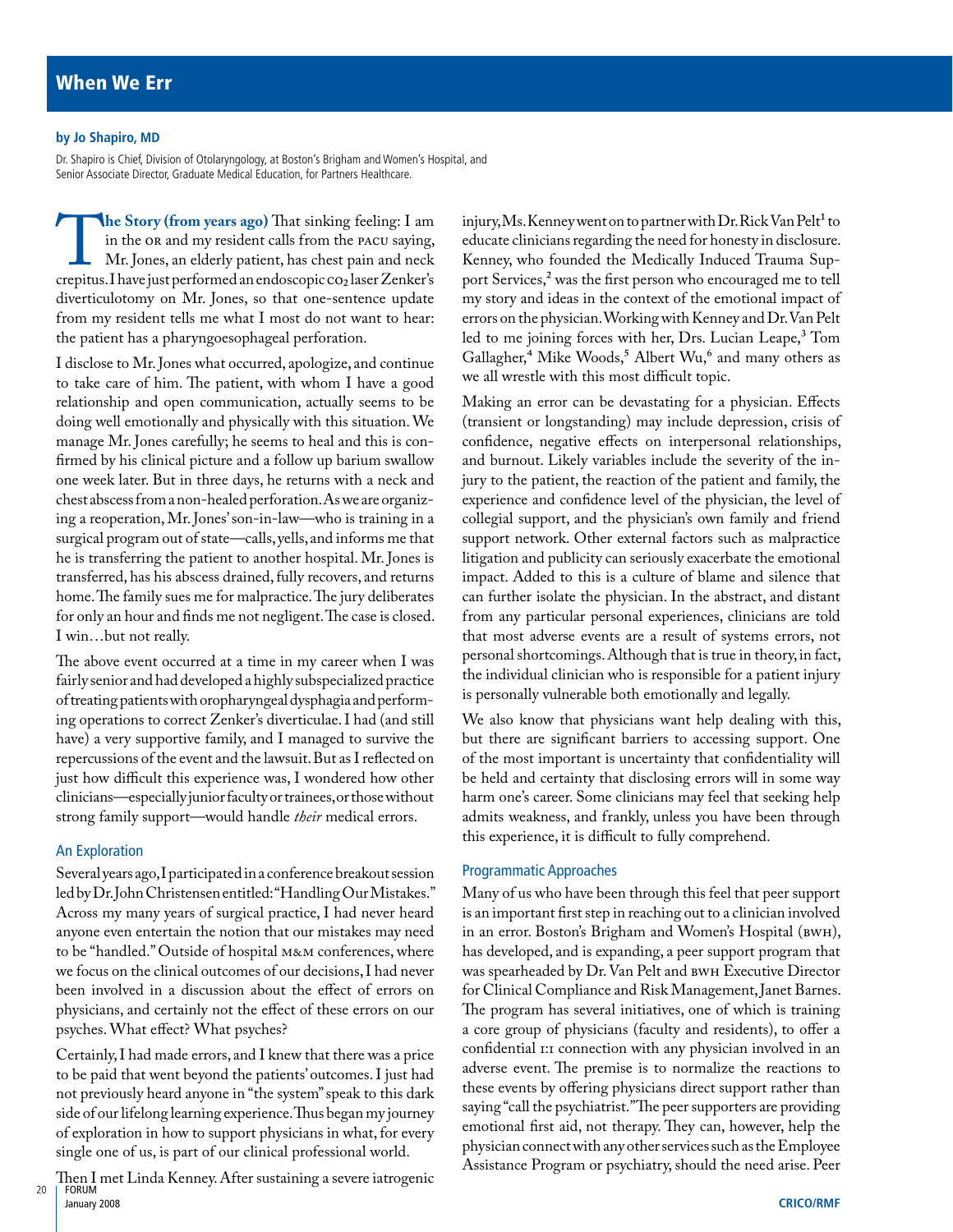# When We Err

**by Jo Shapiro, MD**

Dr. Shapiro is Chief, Division of Otolaryngology, at Boston's Brigham and Women's Hospital, and Senior Associate Director, Graduate Medical Education, for Partners Healthcare.

**The Story (from years ago)** That sinking feeling: I am in the OR and my resident calls from the PACU saying, Mr. Jones, an elderly patient, has chest pain and neck crepitus. I have just performed an endoscopic $CO_2$ laser Zenker's diverticulotomy on Mr. Jones, so that one-sentence update from my resident tells me what I most do not want to hear: the patient has a pharyngoesophageal perforation.

I disclose to Mr. Jones what occurred, apologize, and continue to take care of him. The patient, with whom I have a good relationship and open communication, actually seems to be doing well emotionally and physically with this situation. We manage Mr. Jones carefully; he seems to heal and this is confirmed by his clinical picture and a follow up barium swallow one week later. But in three days, he returns with a neck and chest abscess from a non-healed perforation. As we are organizing a reoperation, Mr. Jones' son-in-law—who is training in a surgical program out of state—calls, yells, and informs me that he is transferring the patient to another hospital. Mr. Jones is transferred, has his abscess drained, fully recovers, and returns home. The family sues me for malpractice. The jury deliberates for only an hour and finds me not negligent. The case is closed. I win…but not really.

The above event occurred at a time in my career when I was fairly senior and had developed a highly subspecialized practice of treating patients with oropharyngeal dysphagia and performing operations to correct Zenker's diverticulae. I had (and still have) a very supportive family, and I managed to survive the repercussions of the event and the lawsuit. But as I reflected on just how difficult this experience was, I wondered how other clinicians—especially junior faculty or trainees, or those without strong family support—would handle *their* medical errors.

## An Exploration

Several years ago, I participated in a conference breakout session led by Dr. John Christensen entitled: "Handling Our Mistakes." Across my many years of surgical practice, I had never heard anyone even entertain the notion that our mistakes may need to be "handled." Outside of hospital M&M conferences, where we focus on the clinical outcomes of our decisions, I had never been involved in a discussion about the effect of errors on physicians, and certainly not the effect of these errors on our psyches. What effect? What psyches?

Certainly, I had made errors, and I knew that there was a price to be paid that went beyond the patients' outcomes. I just had not previously heard anyone in "the system" speak to this dark side of our lifelong learning experience. Thus began my journey of exploration in how to support physicians in what, for every single one of us, is part of our clinical professional world.

Then I met Linda Kenney. After sustaining a severe iatrogenic injury, Ms. Kenney went on to partner with Dr. Rick Van Pelt[1] to educate clinicians regarding the need for honesty in disclosure. Kenney, who founded the Medically Induced Trauma Support Services,[2] was the first person who encouraged me to tell my story and ideas in the context of the emotional impact of errors on the physician. Working with Kenney and Dr. Van Pelt led to me joining forces with her, Drs. Lucian Leape,[3] Tom Gallagher,[4] Mike Woods,[5] Albert Wu,[6] and many others as we all wrestle with this most difficult topic.

Making an error can be devastating for a physician. Effects (transient or longstanding) may include depression, crisis of confidence, negative effects on interpersonal relationships, and burnout. Likely variables include the severity of the injury to the patient, the reaction of the patient and family, the experience and confidence level of the physician, the level of collegial support, and the physician's own family and friend support network. Other external factors such as malpractice litigation and publicity can seriously exacerbate the emotional impact. Added to this is a culture of blame and silence that can further isolate the physician. In the abstract, and distant from any particular personal experiences, clinicians are told that most adverse events are a result of systems errors, not personal shortcomings. Although that is true in theory, in fact, the individual clinician who is responsible for a patient injury is personally vulnerable both emotionally and legally.

We also know that physicians want help dealing with this, but there are significant barriers to accessing support. One of the most important is uncertainty that confidentiality will be held and certainty that disclosing errors will in some way harm one's career. Some clinicians may feel that seeking help admits weakness, and frankly, unless you have been through this experience, it is difficult to fully comprehend.

## Programmatic Approaches

Many of us who have been through this feel that peer support is an important first step in reaching out to a clinician involved in an error. Boston's Brigham and Women's Hospital (BWH), has developed, and is expanding, a peer support program that was spearheaded by Dr. Van Pelt and BWH Executive Director for Clinical Compliance and Risk Management, Janet Barnes. The program has several initiatives, one of which is training a core group of physicians (faculty and residents), to offer a confidential 1:1 connection with any physician involved in an adverse event. The premise is to normalize the reactions to these events by offering physicians direct support rather than saying "call the psychiatrist." The peer supporters are providing emotional first aid, not therapy. They can, however, help the physician connect with any other services such as the Employee Assistance Program or psychiatry, should the need arise. Peer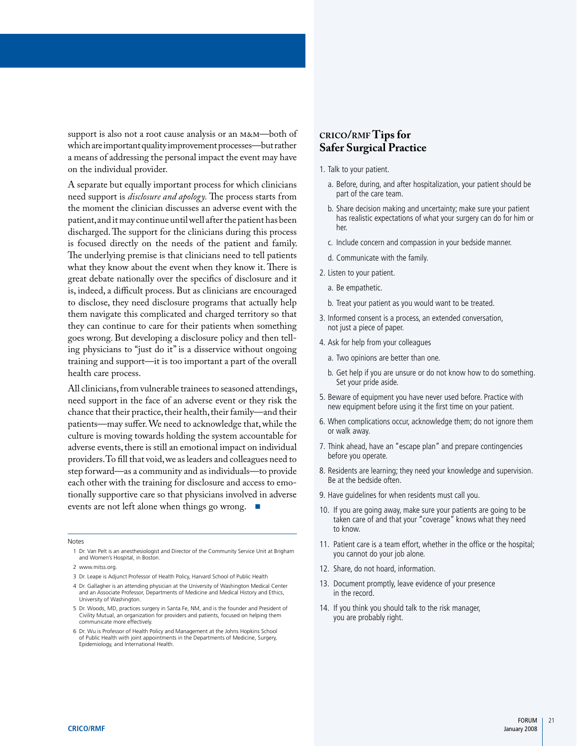support is also not a root cause analysis or an M&M—both of which are important quality improvement processes—but rather a means of addressing the personal impact the event may have on the individual provider.

A separate but equally important process for which clinicians need support is *disclosure and apology.* The process starts from the moment the clinician discusses an adverse event with the patient, and it may continue until well after the patient has been discharged. The support for the clinicians during this process is focused directly on the needs of the patient and family. The underlying premise is that clinicians need to tell patients what they know about the event when they know it. There is great debate nationally over the specifics of disclosure and it is, indeed, a difficult process. But as clinicians are encouraged to disclose, they need disclosure programs that actually help them navigate this complicated and charged territory so that they can continue to care for their patients when something goes wrong. But developing a disclosure policy and then telling physicians to "just do it" is a disservice without ongoing training and support—it is too important a part of the overall health care process.

All clinicians, from vulnerable trainees to seasoned attendings, need support in the face of an adverse event or they risk the chance that their practice, their health, their family—and their patients—may suffer. We need to acknowledge that, while the culture is moving towards holding the system accountable for adverse events, there is still an emotional impact on individual providers. To fill that void, we as leaders and colleagues need to step forward—as a community and as individuals—to provide each other with the training for disclosure and access to emotionally supportive care so that physicians involved in adverse events are not left alone when things go wrong. ■

Notes

1 Dr. Van Pelt is an anesthesiologist and Director of the Community Service Unit at Brigham and Women's Hospital, in Boston.

2 www.mitss.org.

3 Dr. Leape is Adjunct Professor of Health Policy, Harvard School of Public Health

4 Dr. Gallagher is an attending physician at the University of Washington Medical Center and an Associate Professor, Departments of Medicine and Medical History and Ethics, University of Washington.

5 Dr. Woods, MD, practices surgery in Santa Fe, NM, and is the founder and President of Civility Mutual, an organization for providers and patients, focused on helping them communicate more effectively.

6 Dr. Wu is Professor of Health Policy and Management at the Johns Hopkins School of Public Health with joint appointments in the Departments of Medicine, Surgery, Epidemiology, and International Health.

## CRICO/RMF Tips for Safer Surgical Practice

1. Talk to your patient.
   a. Before, during, and after hospitalization, your patient should be part of the care team.
   b. Share decision making and uncertainty; make sure your patient has realistic expectations of what your surgery can do for him or her.
   c. Include concern and compassion in your bedside manner.
   d. Communicate with the family.
2. Listen to your patient.
   a. Be empathetic.
   b. Treat your patient as you would want to be treated.
3. Informed consent is a process, an extended conversation, not just a piece of paper.
4. Ask for help from your colleagues
   a. Two opinions are better than one.
   b. Get help if you are unsure or do not know how to do something. Set your pride aside.
5. Beware of equipment you have never used before. Practice with new equipment before using it the first time on your patient.
6. When complications occur, acknowledge them; do not ignore them or walk away.
7. Think ahead, have an "escape plan" and prepare contingencies before you operate.
8. Residents are learning; they need your knowledge and supervision. Be at the bedside often.
9. Have guidelines for when residents must call you.
10. If you are going away, make sure your patients are going to be taken care of and that your "coverage" knows what they need to know.
11. Patient care is a team effort, whether in the office or the hospital; you cannot do your job alone.
12. Share, do not hoard, information.
13. Document promptly, leave evidence of your presence in the record.
14. If you think you should talk to the risk manager, you are probably right.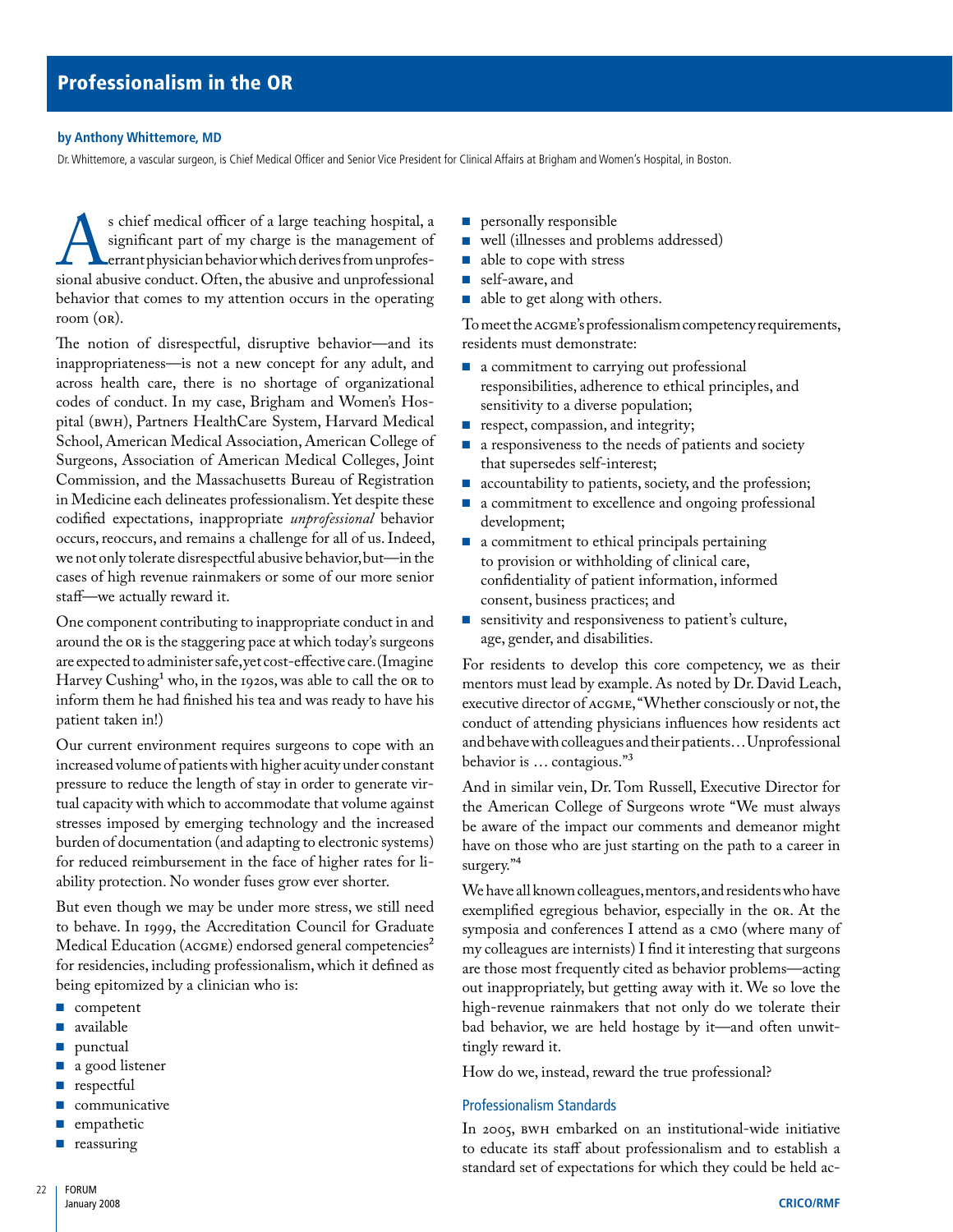# Professionalism in the OR

**by Anthony Whittemore, MD**

Dr. Whittemore, a vascular surgeon, is Chief Medical Officer and Senior Vice President for Clinical Affairs at Brigham and Women's Hospital, in Boston.

As chief medical officer of a large teaching hospital, a significant part of my charge is the management of errant physician behavior which derives from unprofessional abusive conduct. Often, the abusive and unprofessional behavior that comes to my attention occurs in the operating room (OR).

The notion of disrespectful, disruptive behavior—and its inappropriateness—is not a new concept for any adult, and across health care, there is no shortage of organizational codes of conduct. In my case, Brigham and Women's Hospital (BWH), Partners HealthCare System, Harvard Medical School, American Medical Association, American College of Surgeons, Association of American Medical Colleges, Joint Commission, and the Massachusetts Bureau of Registration in Medicine each delineates professionalism. Yet despite these codified expectations, inappropriate *unprofessional* behavior occurs, reoccurs, and remains a challenge for all of us. Indeed, we not only tolerate disrespectful abusive behavior, but—in the cases of high revenue rainmakers or some of our more senior staff—we actually reward it.

One component contributing to inappropriate conduct in and around the OR is the staggering pace at which today's surgeons are expected to administer safe, yet cost-effective care. (Imagine Harvey Cushing[1] who, in the 1920s, was able to call the OR to inform them he had finished his tea and was ready to have his patient taken in!)

Our current environment requires surgeons to cope with an increased volume of patients with higher acuity under constant pressure to reduce the length of stay in order to generate virtual capacity with which to accommodate that volume against stresses imposed by emerging technology and the increased burden of documentation (and adapting to electronic systems) for reduced reimbursement in the face of higher rates for liability protection. No wonder fuses grow ever shorter.

But even though we may be under more stress, we still need to behave. In 1999, the Accreditation Council for Graduate Medical Education (ACGME) endorsed general competencies[2] for residencies, including professionalism, which it defined as being epitomized by a clinician who is:

- competent
- available
- punctual
- a good listener
- respectful
- communicative
- empathetic
- reassuring
- personally responsible
- well (illnesses and problems addressed)
- able to cope with stress
- self-aware, and
- able to get along with others.

To meet the ACGME's professionalism competency requirements, residents must demonstrate:

- a commitment to carrying out professional responsibilities, adherence to ethical principles, and sensitivity to a diverse population;
- respect, compassion, and integrity;
- a responsiveness to the needs of patients and society that supersedes self-interest;
- accountability to patients, society, and the profession;
- a commitment to excellence and ongoing professional development;
- a commitment to ethical principals pertaining to provision or withholding of clinical care, confidentiality of patient information, informed consent, business practices; and
- sensitivity and responsiveness to patient's culture, age, gender, and disabilities.

For residents to develop this core competency, we as their mentors must lead by example. As noted by Dr. David Leach, executive director of ACGME, "Whether consciously or not, the conduct of attending physicians influences how residents act and behave with colleagues and their patients…Unprofessional behavior is … contagious."[3]

And in similar vein, Dr. Tom Russell, Executive Director for the American College of Surgeons wrote "We must always be aware of the impact our comments and demeanor might have on those who are just starting on the path to a career in surgery."[4]

We have all known colleagues, mentors, and residents who have exemplified egregious behavior, especially in the OR. At the symposia and conferences I attend as a CMO (where many of my colleagues are internists) I find it interesting that surgeons are those most frequently cited as behavior problems—acting out inappropriately, but getting away with it. We so love the high-revenue rainmakers that not only do we tolerate their bad behavior, we are held hostage by it—and often unwittingly reward it.

How do we, instead, reward the true professional?

## Professionalism Standards

In 2005, BWH embarked on an institutional-wide initiative to educate its staff about professionalism and to establish a standard set of expectations for which they could be held ac-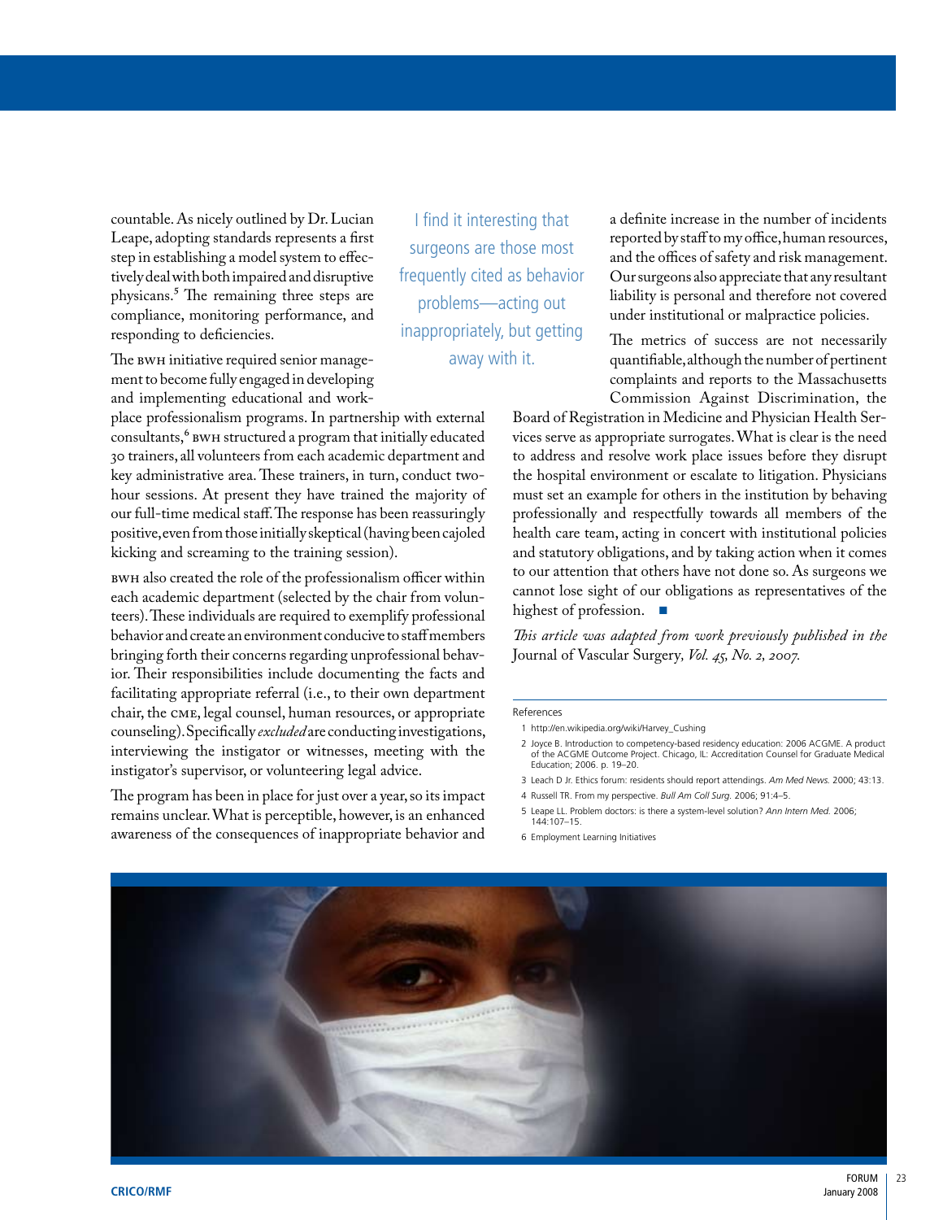countable. As nicely outlined by Dr. Lucian Leape, adopting standards represents a first step in establishing a model system to effectively deal with both impaired and disruptive physicans.[5] The remaining three steps are compliance, monitoring performance, and responding to deficiencies.

The BWH initiative required senior management to become fully engaged in developing and implementing educational and workplace professionalism programs. In partnership with external consultants,[6] BWH structured a program that initially educated 30 trainers, all volunteers from each academic department and key administrative area. These trainers, in turn, conduct two-hour sessions. At present they have trained the majority of our full-time medical staff. The response has been reassuringly positive, even from those initially skeptical (having been cajoled kicking and screaming to the training session).

BWH also created the role of the professionalism officer within each academic department (selected by the chair from volunteers). These individuals are required to exemplify professional behavior and create an environment conducive to staff members bringing forth their concerns regarding unprofessional behavior. Their responsibilities include documenting the facts and facilitating appropriate referral (i.e., to their own department chair, the CME, legal counsel, human resources, or appropriate counseling). Specifically *excluded* are conducting investigations, interviewing the instigator or witnesses, meeting with the instigator's supervisor, or volunteering legal advice.

The program has been in place for just over a year, so its impact remains unclear. What is perceptible, however, is an enhanced awareness of the consequences of inappropriate behavior and a definite increase in the number of incidents reported by staff to my office, human resources, and the offices of safety and risk management. Our surgeons also appreciate that any resultant liability is personal and therefore not covered under institutional or malpractice policies.

> I find it interesting that surgeons are those most frequently cited as behavior problems—acting out inappropriately, but getting away with it.

The metrics of success are not necessarily quantifiable, although the number of pertinent complaints and reports to the Massachusetts Commission Against Discrimination, the Board of Registration in Medicine and Physician Health Services serve as appropriate surrogates. What is clear is the need to address and resolve work place issues before they disrupt the hospital environment or escalate to litigation. Physicians must set an example for others in the institution by behaving professionally and respectfully towards all members of the health care team, acting in concert with institutional policies and statutory obligations, and by taking action when it comes to our attention that others have not done so. As surgeons we cannot lose sight of our obligations as representatives of the highest of profession. ■

*This article was adapted from work previously published in the* Journal of Vascular Surgery, *Vol. 45, No. 2, 2007.*

References

1. http://en.wikipedia.org/wiki/Harvey_Cushing
2. Joyce B. Introduction to competency-based residency education: 2006 ACGME. A product of the ACGME Outcome Project. Chicago, IL: Accreditation Counsel for Graduate Medical Education; 2006. p. 19–20.
3. Leach D Jr. Ethics forum: residents should report attendings. *Am Med News.* 2000; 43:13.
4. Russell TR. From my perspective. *Bull Am Coll Surg.* 2006; 91:4–5.
5. Leape LL. Problem doctors: is there a system-level solution? *Ann Intern Med.* 2006; 144:107–15.
6. Employment Learning Initiatives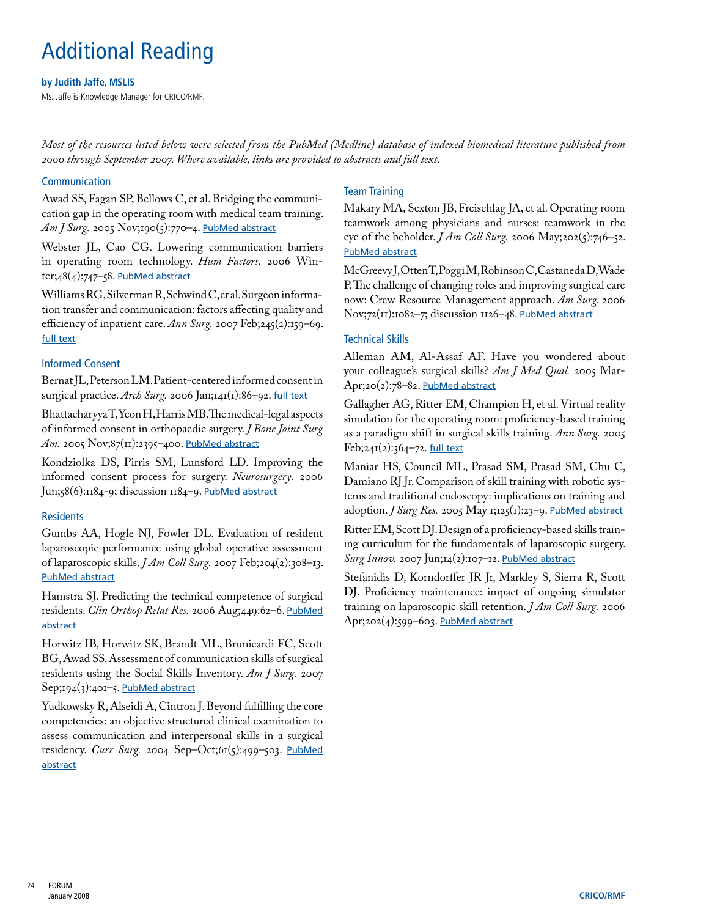# Additional Reading

**by Judith Jaffe, MSLIS**

Ms. Jaffe is Knowledge Manager for CRICO/RMF.

*Most of the resources listed below were selected from the PubMed (Medline) database of indexed biomedical literature published from 2000 through September 2007. Where available, links are provided to abstracts and full text.*

## Communication

Awad SS, Fagan SP, Bellows C, et al. Bridging the communication gap in the operating room with medical team training. *Am J Surg.* 2005 Nov;190(5):770–4. PubMed abstract

Webster JL, Cao CG. Lowering communication barriers in operating room technology. *Hum Factors.* 2006 Winter;48(4):747–58. PubMed abstract

Williams RG, Silverman R, Schwind C, et al. Surgeon information transfer and communication: factors affecting quality and efficiency of inpatient care. *Ann Surg.* 2007 Feb;245(2):159–69. full text

## Informed Consent

Bernat JL, Peterson LM. Patient-centered informed consent in surgical practice. *Arch Surg.* 2006 Jan;141(1):86–92. full text

Bhattacharyya T, Yeon H, Harris MB. The medical-legal aspects of informed consent in orthopaedic surgery. *J Bone Joint Surg Am.* 2005 Nov;87(11):2395–400. PubMed abstract

Kondziolka DS, Pirris SM, Lunsford LD. Improving the informed consent process for surgery. *Neurosurgery.* 2006 Jun;58(6):1184-9; discussion 1184–9. PubMed abstract

## Residents

Gumbs AA, Hogle NJ, Fowler DL. Evaluation of resident laparoscopic performance using global operative assessment of laparoscopic skills. *J Am Coll Surg.* 2007 Feb;204(2):308–13. PubMed abstract

Hamstra SJ. Predicting the technical competence of surgical residents. *Clin Orthop Relat Res.* 2006 Aug;449:62–6. PubMed abstract

Horwitz IB, Horwitz SK, Brandt ML, Brunicardi FC, Scott BG, Awad SS. Assessment of communication skills of surgical residents using the Social Skills Inventory. *Am J Surg.* 2007 Sep;194(3):401–5. PubMed abstract

Yudkowsky R, Alseidi A, Cintron J. Beyond fulfilling the core competencies: an objective structured clinical examination to assess communication and interpersonal skills in a surgical residency. *Curr Surg.* 2004 Sep–Oct;61(5):499–503. PubMed abstract

## Team Training

Makary MA, Sexton JB, Freischlag JA, et al. Operating room teamwork among physicians and nurses: teamwork in the eye of the beholder. *J Am Coll Surg.* 2006 May;202(5):746–52. PubMed abstract

McGreevy J, Otten T, Poggi M, Robinson C, Castaneda D, Wade P. The challenge of changing roles and improving surgical care now: Crew Resource Management approach. *Am Surg.* 2006 Nov;72(11):1082–7; discussion 1126–48. PubMed abstract

## Technical Skills

Alleman AM, Al-Assaf AF. Have you wondered about your colleague's surgical skills? *Am J Med Qual.* 2005 Mar-Apr;20(2):78–82. PubMed abstract

Gallagher AG, Ritter EM, Champion H, et al. Virtual reality simulation for the operating room: proficiency-based training as a paradigm shift in surgical skills training. *Ann Surg.* 2005 Feb;241(2):364–72. full text

Maniar HS, Council ML, Prasad SM, Prasad SM, Chu C, Damiano RJ Jr. Comparison of skill training with robotic systems and traditional endoscopy: implications on training and adoption. *J Surg Res.* 2005 May 1;125(1):23–9. PubMed abstract

Ritter EM, Scott DJ. Design of a proficiency-based skills training curriculum for the fundamentals of laparoscopic surgery. *Surg Innov.* 2007 Jun;14(2):107–12. PubMed abstract

Stefanidis D, Korndorffer JR Jr, Markley S, Sierra R, Scott DJ. Proficiency maintenance: impact of ongoing simulator training on laparoscopic skill retention. *J Am Coll Surg.* 2006 Apr;202(4):599–603. PubMed abstract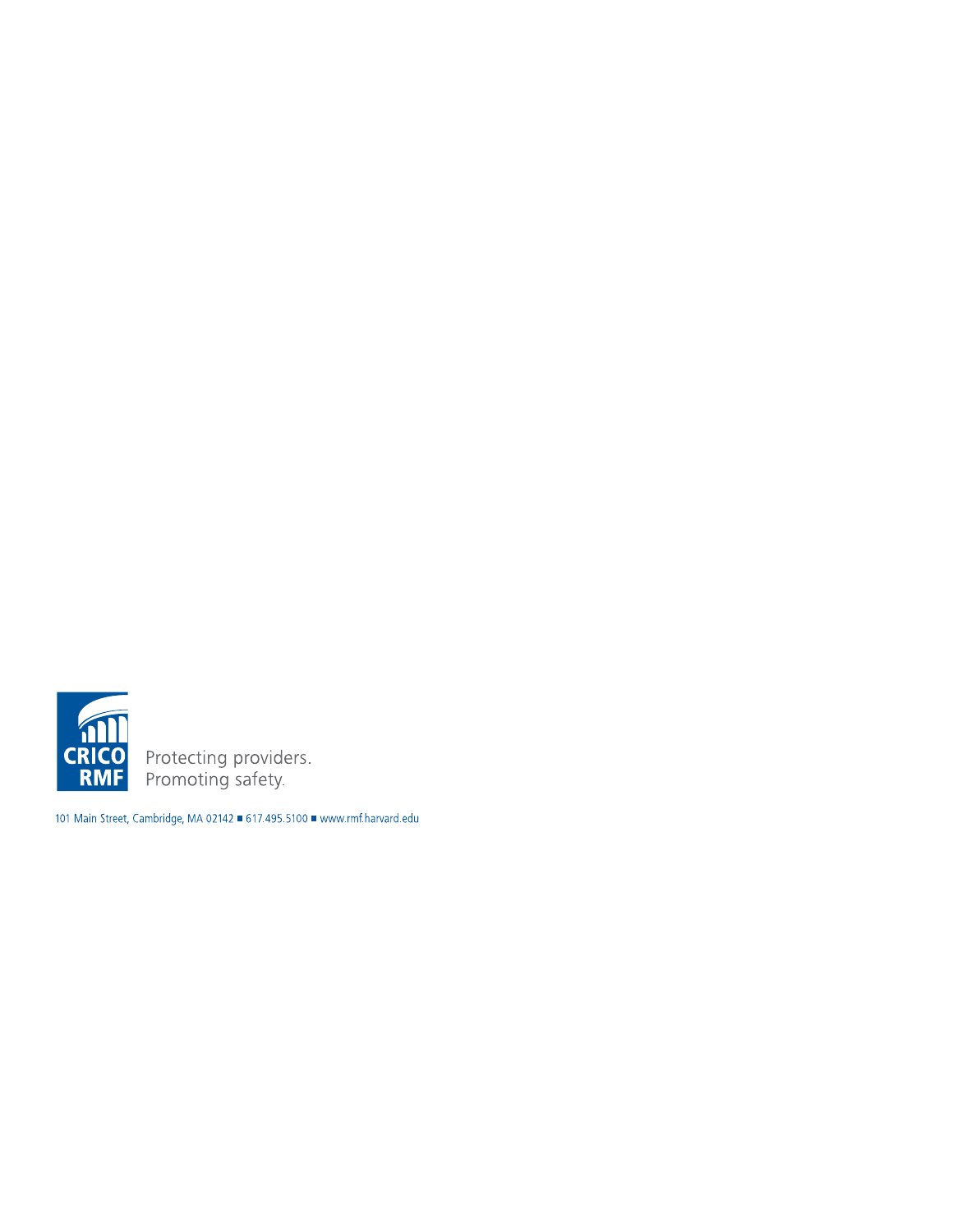CRICO RMF

Protecting providers.
Promoting safety.

101 Main Street, Cambridge, MA 02142 ■ 617.495.5100 ■ www.rmf.harvard.edu